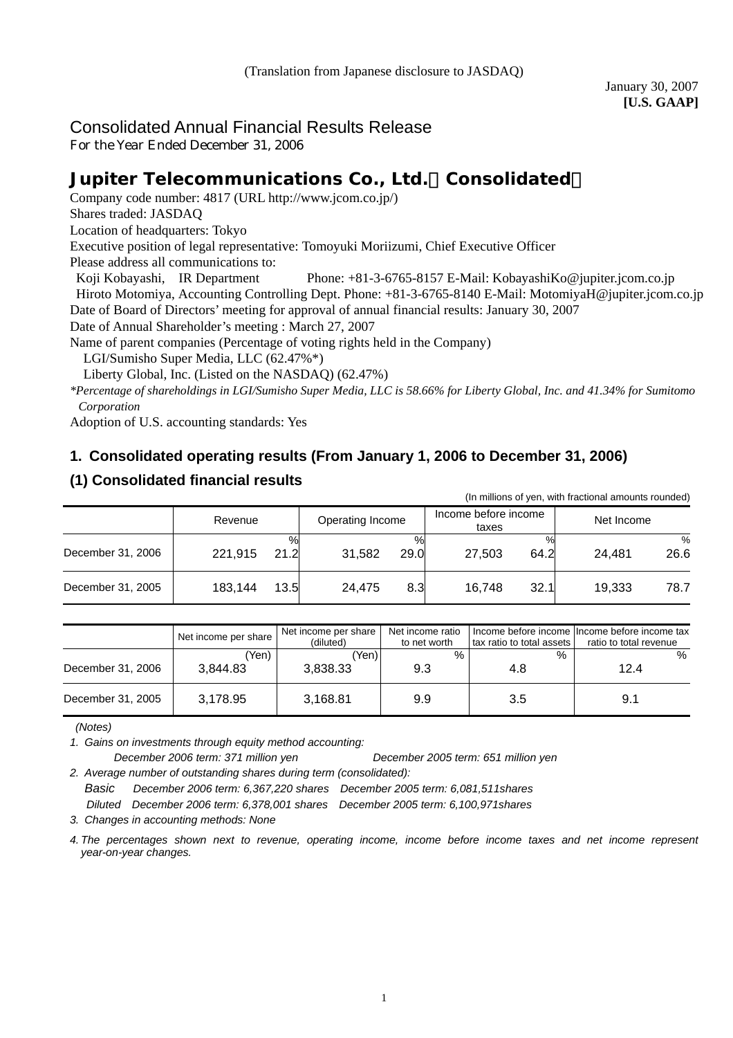(Translation from Japanese disclosure to JASDAQ)

January 30, 2007
**[U.S. GAAP]**

# Consolidated Annual Financial Results Release

For the Year Ended December 31, 2006

## Jupiter Telecommunications Co., Ltd.（Consolidated）

Company code number: 4817 (URL http://www.jcom.co.jp/)
Shares traded: JASDAQ
Location of headquarters: Tokyo
Executive position of legal representative: Tomoyuki Moriizumi, Chief Executive Officer
Please address all communications to:
Koji Kobayashi, IR Department Phone: +81-3-6765-8157 E-Mail: KobayashiKo@jupiter.jcom.co.jp
Hiroto Motomiya, Accounting Controlling Dept. Phone: +81-3-6765-8140 E-Mail: MotomiyaH@jupiter.jcom.co.jp
Date of Board of Directors' meeting for approval of annual financial results: January 30, 2007
Date of Annual Shareholder's meeting : March 27, 2007
Name of parent companies (Percentage of voting rights held in the Company)
LGI/Sumisho Super Media, LLC (62.47%*)
Liberty Global, Inc. (Listed on the NASDAQ) (62.47%)

*\*Percentage of shareholdings in LGI/Sumisho Super Media, LLC is 58.66% for Liberty Global, Inc. and 41.34% for Sumitomo Corporation*

Adoption of U.S. accounting standards: Yes

### 1. Consolidated operating results (From January 1, 2006 to December 31, 2006)

### (1) Consolidated financial results

(In millions of yen, with fractional amounts rounded)

| | Revenue | % | Operating Income | % | Income before income taxes | % | Net Income | % |
|---|---|---|---|---|---|---|---|---|
| December 31, 2006 | 221,915 | 21.2 | 31,582 | 29.0 | 27,503 | 64.2 | 24,481 | 26.6 |
| December 31, 2005 | 183,144 | 13.5 | 24,475 | 8.3 | 16,748 | 32.1 | 19,333 | 78.7 |

| | Net income per share (Yen) | Net income per share (diluted) (Yen) | Net income ratio to net worth % | Income before income tax ratio to total assets % | Income before income tax ratio to total revenue % |
|---|---|---|---|---|---|
| December 31, 2006 | 3,844.83 | 3,838.33 | 9.3 | 4.8 | 12.4 |
| December 31, 2005 | 3,178.95 | 3,168.81 | 9.9 | 3.5 | 9.1 |

*(Notes)*

1. *Gains on investments through equity method accounting:*
   *December 2006 term: 371 million yen December 2005 term: 651 million yen*
2. *Average number of outstanding shares during term (consolidated):*
   *Basic December 2006 term: 6,367,220 shares December 2005 term: 6,081,511shares*
   *Diluted December 2006 term: 6,378,001 shares December 2005 term: 6,100,971shares*
3. *Changes in accounting methods: None*
4. *The percentages shown next to revenue, operating income, income before income taxes and net income represent year-on-year changes.*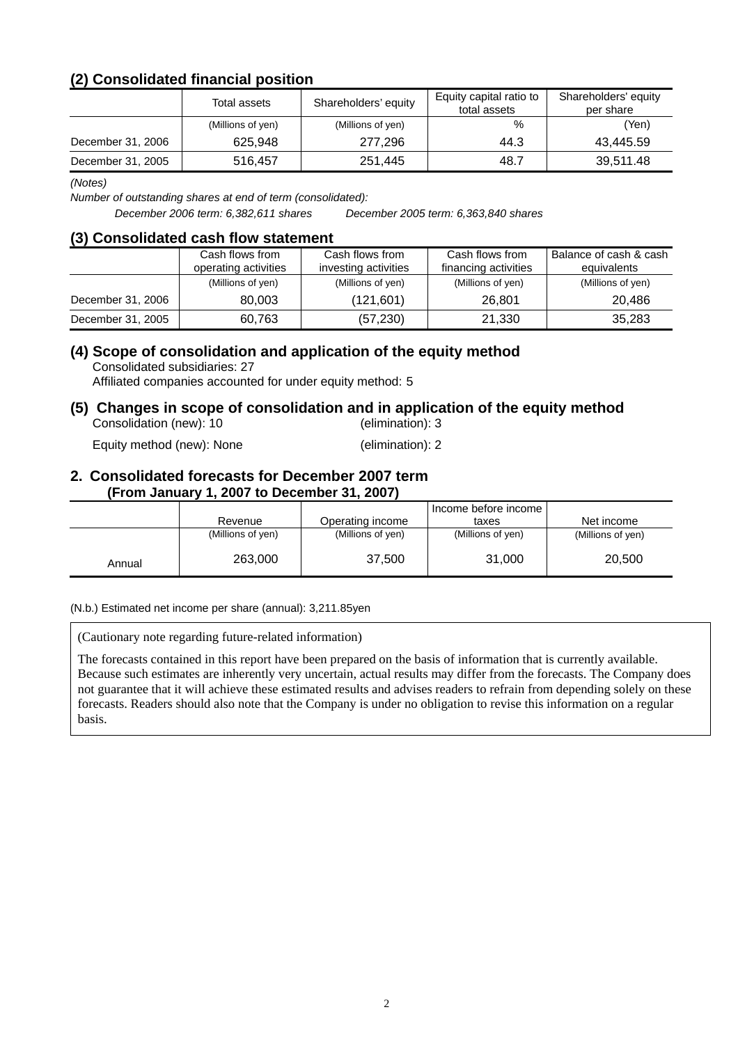## (2) Consolidated financial position

| | Total assets | Shareholders' equity | Equity capital ratio to total assets | Shareholders' equity per share |
|---|---|---|---|---|
| | (Millions of yen) | (Millions of yen) | % | (Yen) |
| December 31, 2006 | 625,948 | 277,296 | 44.3 | 43,445.59 |
| December 31, 2005 | 516,457 | 251,445 | 48.7 | 39,511.48 |

*(Notes)*

*Number of outstanding shares at end of term (consolidated):*

*December 2006 term: 6,382,611 shares December 2005 term: 6,363,840 shares*

## (3) Consolidated cash flow statement

| | Cash flows from operating activities | Cash flows from investing activities | Cash flows from financing activities | Balance of cash & cash equivalents |
|---|---|---|---|---|
| | (Millions of yen) | (Millions of yen) | (Millions of yen) | (Millions of yen) |
| December 31, 2006 | 80,003 | (121,601) | 26,801 | 20,486 |
| December 31, 2005 | 60,763 | (57,230) | 21,330 | 35,283 |

## (4) Scope of consolidation and application of the equity method

Consolidated subsidiaries: 27

Affiliated companies accounted for under equity method: 5

## (5) Changes in scope of consolidation and in application of the equity method

Consolidation (new): 10 (elimination): 3

Equity method (new): None (elimination): 2

## 2. Consolidated forecasts for December 2007 term (From January 1, 2007 to December 31, 2007)

| | Revenue | Operating income | Income before income taxes | Net income |
|---|---|---|---|---|
| | (Millions of yen) | (Millions of yen) | (Millions of yen) | (Millions of yen) |
| Annual | 263,000 | 37,500 | 31,000 | 20,500 |

(N.b.) Estimated net income per share (annual): 3,211.85yen

(Cautionary note regarding future-related information)

The forecasts contained in this report have been prepared on the basis of information that is currently available. Because such estimates are inherently very uncertain, actual results may differ from the forecasts. The Company does not guarantee that it will achieve these estimated results and advises readers to refrain from depending solely on these forecasts. Readers should also note that the Company is under no obligation to revise this information on a regular basis.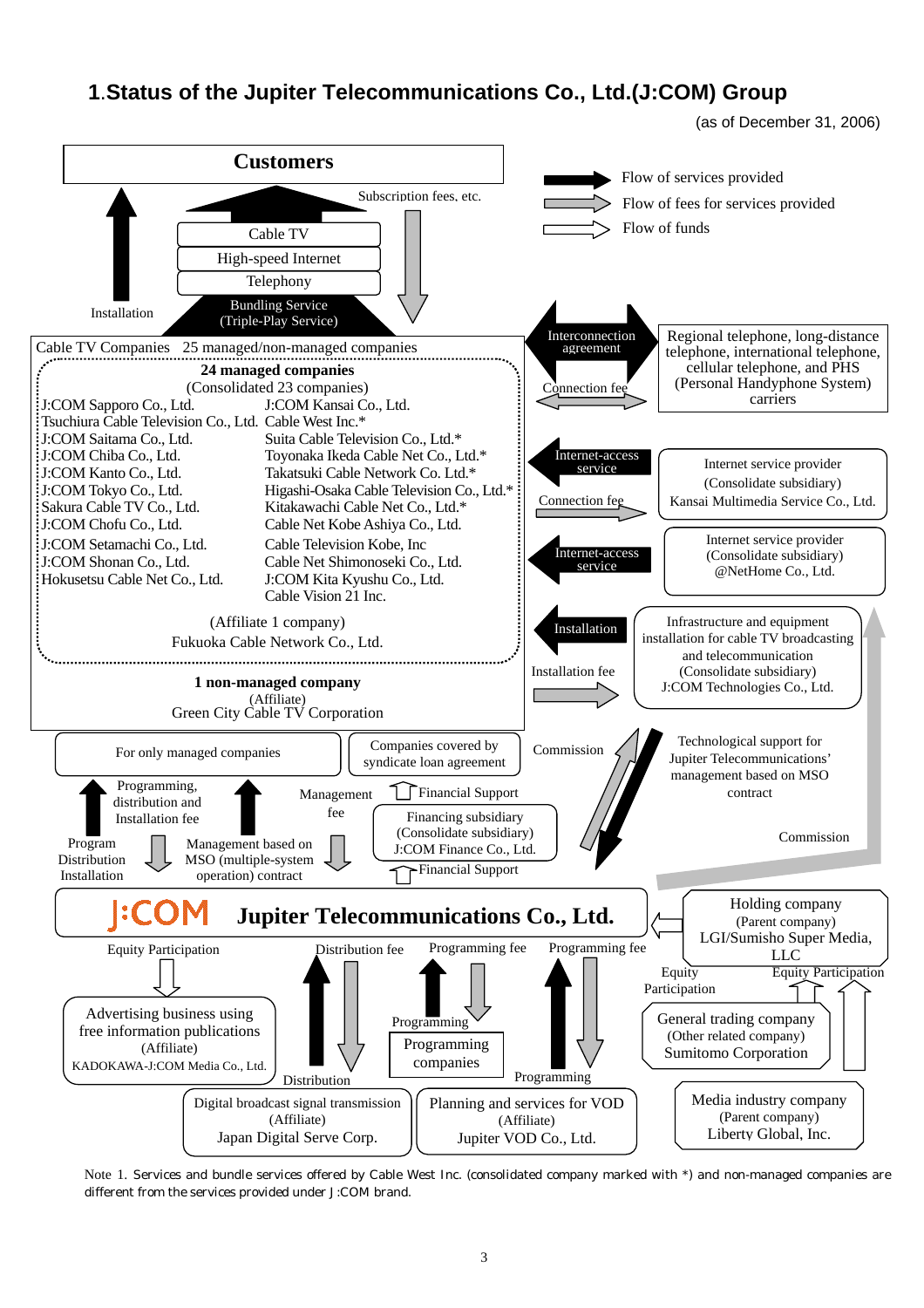# 1.Status of the Jupiter Telecommunications Co., Ltd.(J:COM) Group

(as of December 31, 2006)

**Customers**

Subscription fees, etc.

- Cable TV
- High-speed Internet
- Telephony
- Bundling Service (Triple-Play Service)

Installation

Flow of services provided
Flow of fees for services provided
Flow of funds

Cable TV Companies 25 managed/non-managed companies

**24 managed companies**
(Consolidated 23 companies)

| | |
|---|---|
| J:COM Sapporo Co., Ltd. | J:COM Kansai Co., Ltd. |
| Tsuchiura Cable Television Co., Ltd. | Cable West Inc.* |
| J:COM Saitama Co., Ltd. | Suita Cable Television Co., Ltd.* |
| J:COM Chiba Co., Ltd. | Toyonaka Ikeda Cable Net Co., Ltd.* |
| J:COM Kanto Co., Ltd. | Takatsuki Cable Network Co. Ltd.* |
| J:COM Tokyo Co., Ltd. | Higashi-Osaka Cable Television Co., Ltd.* |
| Sakura Cable TV Co., Ltd. | Kitakawachi Cable Net Co., Ltd.* |
| J:COM Chofu Co., Ltd. | Cable Net Kobe Ashiya Co., Ltd. |
| J:COM Setamachi Co., Ltd. | Cable Television Kobe, Inc |
| J:COM Shonan Co., Ltd. | Cable Net Shimonoseki Co., Ltd. |
| Hokusetsu Cable Net Co., Ltd. | J:COM Kita Kyushu Co., Ltd. |
| | Cable Vision 21 Inc. |

(Affiliate 1 company)
Fukuoka Cable Network Co., Ltd.

**1 non-managed company**
(Affiliate)
Green City Cable TV Corporation

Interconnection agreement — Connection fee — Regional telephone, long-distance telephone, international telephone, cellular telephone, and PHS (Personal Handyphone System) carriers

Internet-access service — Connection fee — Internet service provider (Consolidate subsidiary) Kansai Multimedia Service Co., Ltd.

Internet-access service — Internet service provider (Consolidate subsidiary) @NetHome Co., Ltd.

Installation — Installation fee — Infrastructure and equipment installation for cable TV broadcasting and telecommunication (Consolidate subsidiary) J:COM Technologies Co., Ltd.

Commission — Technological support for Jupiter Telecommunications' management based on MSO contract — Commission

For only managed companies: Programming, distribution and Installation fee; Program Distribution Installation; Management fee; Management based on MSO (multiple-system operation) contract

Companies covered by syndicate loan agreement — Financial Support — Financing subsidiary (Consolidate subsidiary) J:COM Finance Co., Ltd. — Financial Support

**J:COM Jupiter Telecommunications Co., Ltd.**

Holding company (Parent company) LGI/Sumisho Super Media, LLC
Equity Participation — General trading company (Other related company) Sumitomo Corporation
Equity Participation — Media industry company (Parent company) Liberty Global, Inc.

Equity Participation — Advertising business using free information publications (Affiliate) KADOKAWA-J:COM Media Co., Ltd.

Distribution fee / Distribution — Digital broadcast signal transmission (Affiliate) Japan Digital Serve Corp.

Programming fee / Programming — Programming companies

Programming fee / Programming — Planning and services for VOD (Affiliate) Jupiter VOD Co., Ltd.

Note 1. Services and bundle services offered by Cable West Inc. (consolidated company marked with *) and non-managed companies are different from the services provided under J:COM brand.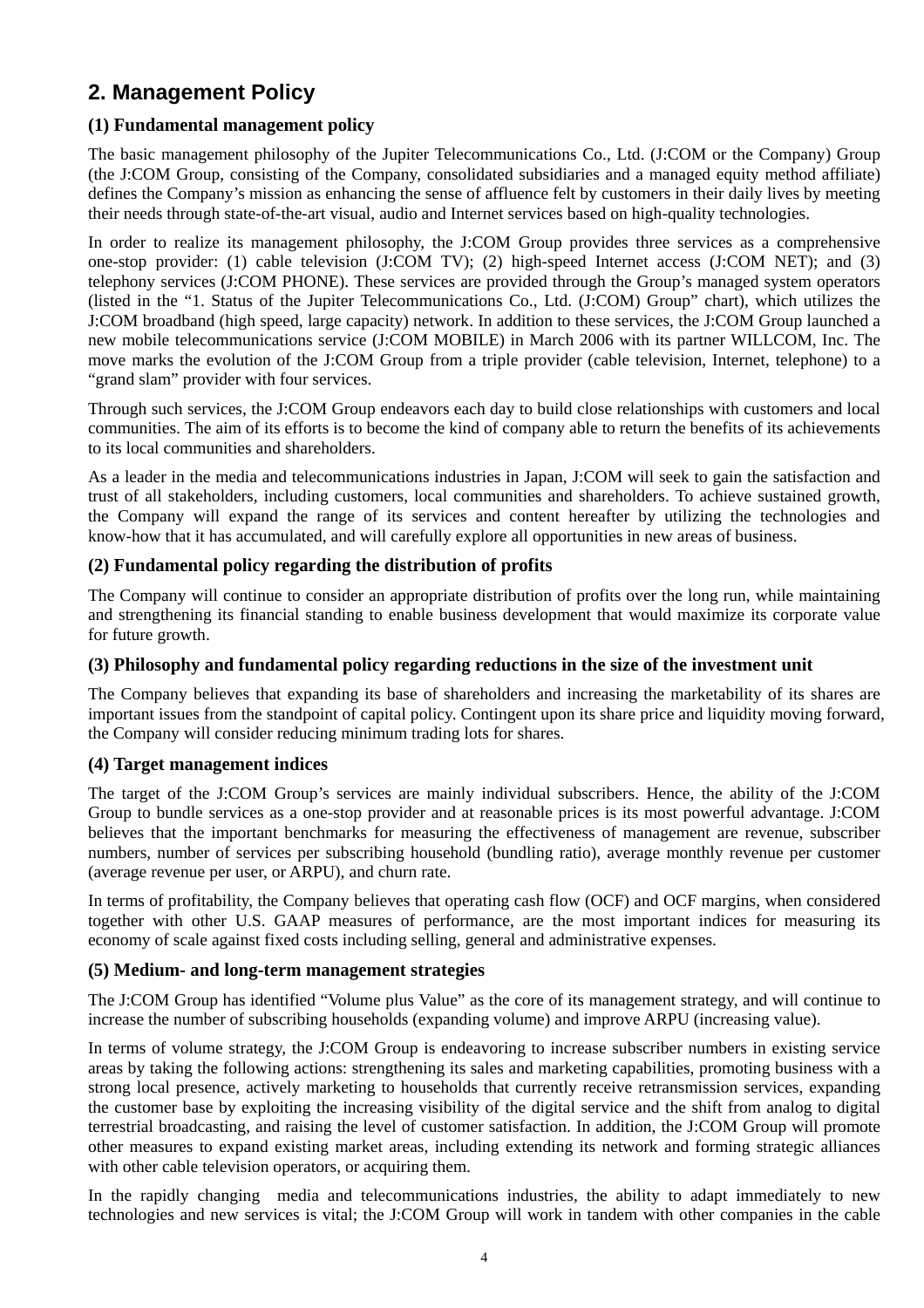## 2. Management Policy

### (1) Fundamental management policy

The basic management philosophy of the Jupiter Telecommunications Co., Ltd. (J:COM or the Company) Group (the J:COM Group, consisting of the Company, consolidated subsidiaries and a managed equity method affiliate) defines the Company's mission as enhancing the sense of affluence felt by customers in their daily lives by meeting their needs through state-of-the-art visual, audio and Internet services based on high-quality technologies.

In order to realize its management philosophy, the J:COM Group provides three services as a comprehensive one-stop provider: (1) cable television (J:COM TV); (2) high-speed Internet access (J:COM NET); and (3) telephony services (J:COM PHONE). These services are provided through the Group's managed system operators (listed in the "1. Status of the Jupiter Telecommunications Co., Ltd. (J:COM) Group" chart), which utilizes the J:COM broadband (high speed, large capacity) network. In addition to these services, the J:COM Group launched a new mobile telecommunications service (J:COM MOBILE) in March 2006 with its partner WILLCOM, Inc. The move marks the evolution of the J:COM Group from a triple provider (cable television, Internet, telephone) to a "grand slam" provider with four services.

Through such services, the J:COM Group endeavors each day to build close relationships with customers and local communities. The aim of its efforts is to become the kind of company able to return the benefits of its achievements to its local communities and shareholders.

As a leader in the media and telecommunications industries in Japan, J:COM will seek to gain the satisfaction and trust of all stakeholders, including customers, local communities and shareholders. To achieve sustained growth, the Company will expand the range of its services and content hereafter by utilizing the technologies and know-how that it has accumulated, and will carefully explore all opportunities in new areas of business.

### (2) Fundamental policy regarding the distribution of profits

The Company will continue to consider an appropriate distribution of profits over the long run, while maintaining and strengthening its financial standing to enable business development that would maximize its corporate value for future growth.

### (3) Philosophy and fundamental policy regarding reductions in the size of the investment unit

The Company believes that expanding its base of shareholders and increasing the marketability of its shares are important issues from the standpoint of capital policy. Contingent upon its share price and liquidity moving forward, the Company will consider reducing minimum trading lots for shares.

### (4) Target management indices

The target of the J:COM Group's services are mainly individual subscribers. Hence, the ability of the J:COM Group to bundle services as a one-stop provider and at reasonable prices is its most powerful advantage. J:COM believes that the important benchmarks for measuring the effectiveness of management are revenue, subscriber numbers, number of services per subscribing household (bundling ratio), average monthly revenue per customer (average revenue per user, or ARPU), and churn rate.

In terms of profitability, the Company believes that operating cash flow (OCF) and OCF margins, when considered together with other U.S. GAAP measures of performance, are the most important indices for measuring its economy of scale against fixed costs including selling, general and administrative expenses.

### (5) Medium- and long-term management strategies

The J:COM Group has identified "Volume plus Value" as the core of its management strategy, and will continue to increase the number of subscribing households (expanding volume) and improve ARPU (increasing value).

In terms of volume strategy, the J:COM Group is endeavoring to increase subscriber numbers in existing service areas by taking the following actions: strengthening its sales and marketing capabilities, promoting business with a strong local presence, actively marketing to households that currently receive retransmission services, expanding the customer base by exploiting the increasing visibility of the digital service and the shift from analog to digital terrestrial broadcasting, and raising the level of customer satisfaction. In addition, the J:COM Group will promote other measures to expand existing market areas, including extending its network and forming strategic alliances with other cable television operators, or acquiring them.

In the rapidly changing media and telecommunications industries, the ability to adapt immediately to new technologies and new services is vital; the J:COM Group will work in tandem with other companies in the cable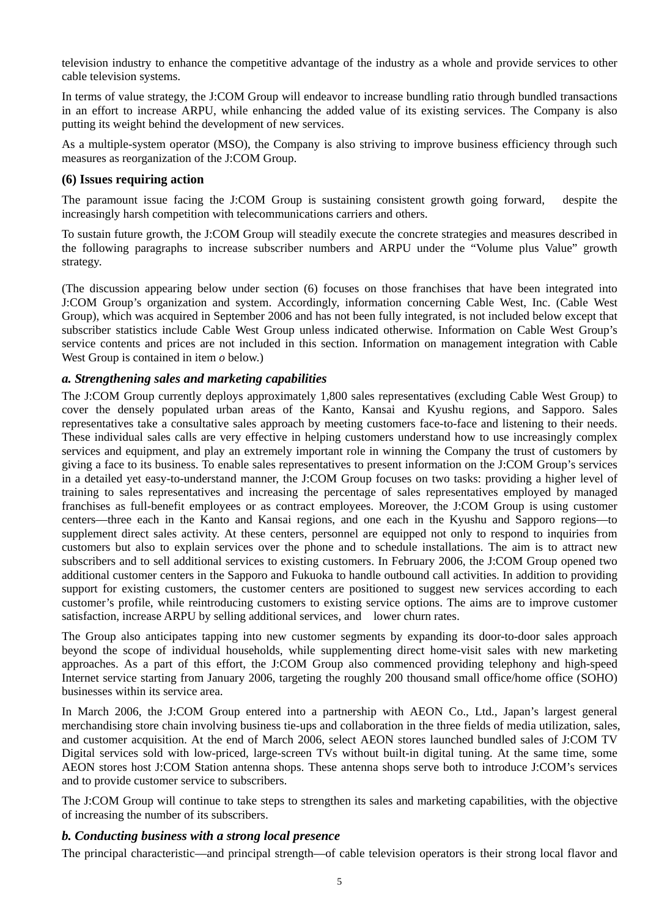television industry to enhance the competitive advantage of the industry as a whole and provide services to other cable television systems.

In terms of value strategy, the J:COM Group will endeavor to increase bundling ratio through bundled transactions in an effort to increase ARPU, while enhancing the added value of its existing services. The Company is also putting its weight behind the development of new services.

As a multiple-system operator (MSO), the Company is also striving to improve business efficiency through such measures as reorganization of the J:COM Group.

### (6) Issues requiring action

The paramount issue facing the J:COM Group is sustaining consistent growth going forward, despite the increasingly harsh competition with telecommunications carriers and others.

To sustain future growth, the J:COM Group will steadily execute the concrete strategies and measures described in the following paragraphs to increase subscriber numbers and ARPU under the "Volume plus Value" growth strategy.

(The discussion appearing below under section (6) focuses on those franchises that have been integrated into J:COM Group's organization and system. Accordingly, information concerning Cable West, Inc. (Cable West Group), which was acquired in September 2006 and has not been fully integrated, is not included below except that subscriber statistics include Cable West Group unless indicated otherwise. Information on Cable West Group's service contents and prices are not included in this section. Information on management integration with Cable West Group is contained in item *o* below.)

#### *a. Strengthening sales and marketing capabilities*

The J:COM Group currently deploys approximately 1,800 sales representatives (excluding Cable West Group) to cover the densely populated urban areas of the Kanto, Kansai and Kyushu regions, and Sapporo. Sales representatives take a consultative sales approach by meeting customers face-to-face and listening to their needs. These individual sales calls are very effective in helping customers understand how to use increasingly complex services and equipment, and play an extremely important role in winning the Company the trust of customers by giving a face to its business. To enable sales representatives to present information on the J:COM Group's services in a detailed yet easy-to-understand manner, the J:COM Group focuses on two tasks: providing a higher level of training to sales representatives and increasing the percentage of sales representatives employed by managed franchises as full-benefit employees or as contract employees. Moreover, the J:COM Group is using customer centers—three each in the Kanto and Kansai regions, and one each in the Kyushu and Sapporo regions—to supplement direct sales activity. At these centers, personnel are equipped not only to respond to inquiries from customers but also to explain services over the phone and to schedule installations. The aim is to attract new subscribers and to sell additional services to existing customers. In February 2006, the J:COM Group opened two additional customer centers in the Sapporo and Fukuoka to handle outbound call activities. In addition to providing support for existing customers, the customer centers are positioned to suggest new services according to each customer's profile, while reintroducing customers to existing service options. The aims are to improve customer satisfaction, increase ARPU by selling additional services, and lower churn rates.

The Group also anticipates tapping into new customer segments by expanding its door-to-door sales approach beyond the scope of individual households, while supplementing direct home-visit sales with new marketing approaches. As a part of this effort, the J:COM Group also commenced providing telephony and high-speed Internet service starting from January 2006, targeting the roughly 200 thousand small office/home office (SOHO) businesses within its service area.

In March 2006, the J:COM Group entered into a partnership with AEON Co., Ltd., Japan's largest general merchandising store chain involving business tie-ups and collaboration in the three fields of media utilization, sales, and customer acquisition. At the end of March 2006, select AEON stores launched bundled sales of J:COM TV Digital services sold with low-priced, large-screen TVs without built-in digital tuning. At the same time, some AEON stores host J:COM Station antenna shops. These antenna shops serve both to introduce J:COM's services and to provide customer service to subscribers.

The J:COM Group will continue to take steps to strengthen its sales and marketing capabilities, with the objective of increasing the number of its subscribers.

#### *b. Conducting business with a strong local presence*

The principal characteristic—and principal strength—of cable television operators is their strong local flavor and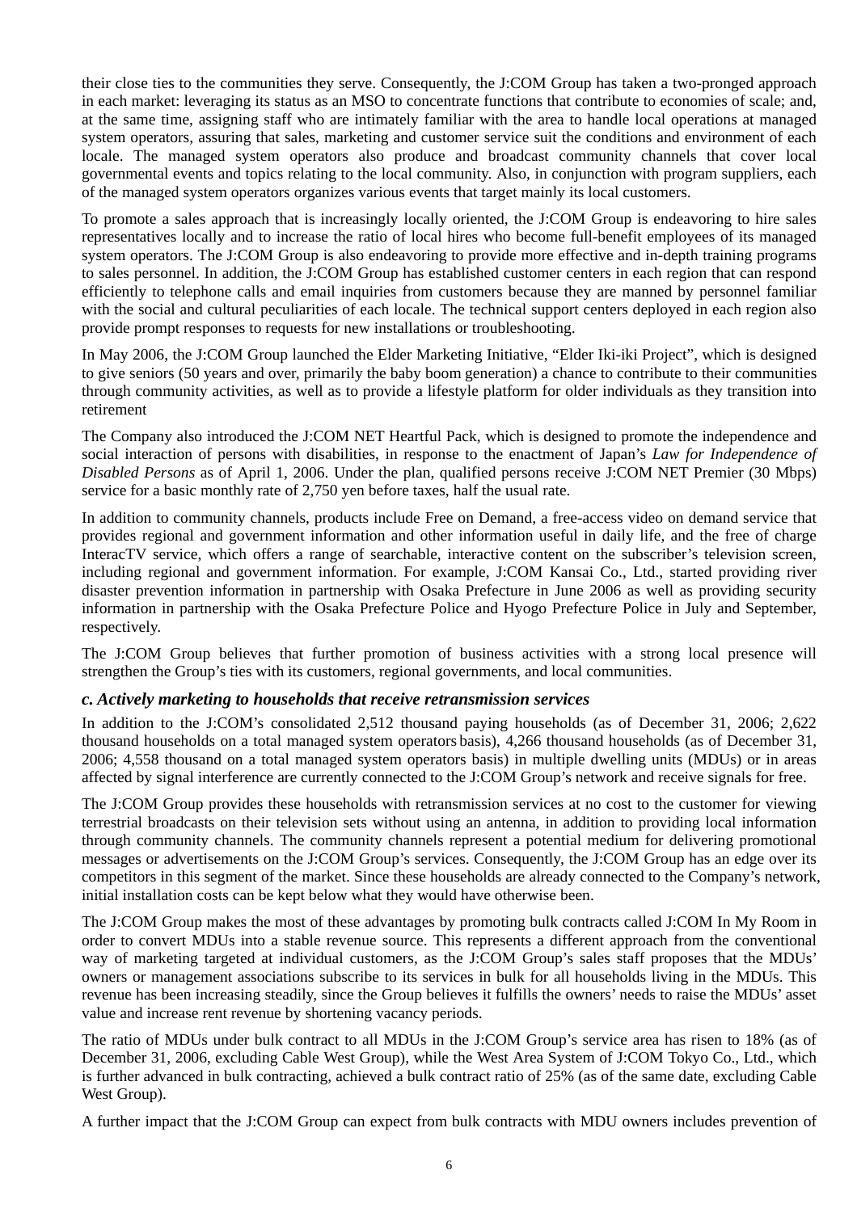their close ties to the communities they serve. Consequently, the J:COM Group has taken a two-pronged approach in each market: leveraging its status as an MSO to concentrate functions that contribute to economies of scale; and, at the same time, assigning staff who are intimately familiar with the area to handle local operations at managed system operators, assuring that sales, marketing and customer service suit the conditions and environment of each locale. The managed system operators also produce and broadcast community channels that cover local governmental events and topics relating to the local community. Also, in conjunction with program suppliers, each of the managed system operators organizes various events that target mainly its local customers.

To promote a sales approach that is increasingly locally oriented, the J:COM Group is endeavoring to hire sales representatives locally and to increase the ratio of local hires who become full-benefit employees of its managed system operators. The J:COM Group is also endeavoring to provide more effective and in-depth training programs to sales personnel. In addition, the J:COM Group has established customer centers in each region that can respond efficiently to telephone calls and email inquiries from customers because they are manned by personnel familiar with the social and cultural peculiarities of each locale. The technical support centers deployed in each region also provide prompt responses to requests for new installations or troubleshooting.

In May 2006, the J:COM Group launched the Elder Marketing Initiative, "Elder Iki-iki Project", which is designed to give seniors (50 years and over, primarily the baby boom generation) a chance to contribute to their communities through community activities, as well as to provide a lifestyle platform for older individuals as they transition into retirement

The Company also introduced the J:COM NET Heartful Pack, which is designed to promote the independence and social interaction of persons with disabilities, in response to the enactment of Japan's *Law for Independence of Disabled Persons* as of April 1, 2006. Under the plan, qualified persons receive J:COM NET Premier (30 Mbps) service for a basic monthly rate of 2,750 yen before taxes, half the usual rate.

In addition to community channels, products include Free on Demand, a free-access video on demand service that provides regional and government information and other information useful in daily life, and the free of charge InteracTV service, which offers a range of searchable, interactive content on the subscriber's television screen, including regional and government information. For example, J:COM Kansai Co., Ltd., started providing river disaster prevention information in partnership with Osaka Prefecture in June 2006 as well as providing security information in partnership with the Osaka Prefecture Police and Hyogo Prefecture Police in July and September, respectively.

The J:COM Group believes that further promotion of business activities with a strong local presence will strengthen the Group's ties with its customers, regional governments, and local communities.

### *c. Actively marketing to households that receive retransmission services*

In addition to the J:COM's consolidated 2,512 thousand paying households (as of December 31, 2006; 2,622 thousand households on a total managed system operators basis), 4,266 thousand households (as of December 31, 2006; 4,558 thousand on a total managed system operators basis) in multiple dwelling units (MDUs) or in areas affected by signal interference are currently connected to the J:COM Group's network and receive signals for free.

The J:COM Group provides these households with retransmission services at no cost to the customer for viewing terrestrial broadcasts on their television sets without using an antenna, in addition to providing local information through community channels. The community channels represent a potential medium for delivering promotional messages or advertisements on the J:COM Group's services. Consequently, the J:COM Group has an edge over its competitors in this segment of the market. Since these households are already connected to the Company's network, initial installation costs can be kept below what they would have otherwise been.

The J:COM Group makes the most of these advantages by promoting bulk contracts called J:COM In My Room in order to convert MDUs into a stable revenue source. This represents a different approach from the conventional way of marketing targeted at individual customers, as the J:COM Group's sales staff proposes that the MDUs' owners or management associations subscribe to its services in bulk for all households living in the MDUs. This revenue has been increasing steadily, since the Group believes it fulfills the owners' needs to raise the MDUs' asset value and increase rent revenue by shortening vacancy periods.

The ratio of MDUs under bulk contract to all MDUs in the J:COM Group's service area has risen to 18% (as of December 31, 2006, excluding Cable West Group), while the West Area System of J:COM Tokyo Co., Ltd., which is further advanced in bulk contracting, achieved a bulk contract ratio of 25% (as of the same date, excluding Cable West Group).

A further impact that the J:COM Group can expect from bulk contracts with MDU owners includes prevention of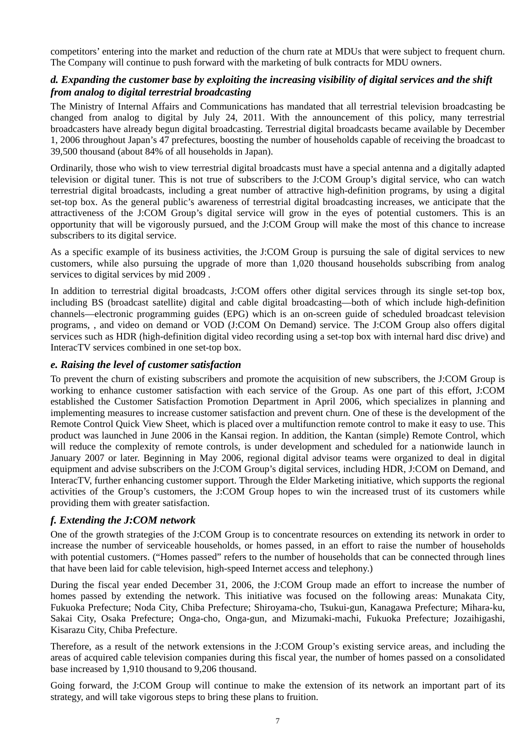competitors' entering into the market and reduction of the churn rate at MDUs that were subject to frequent churn. The Company will continue to push forward with the marketing of bulk contracts for MDU owners.

### *d. Expanding the customer base by exploiting the increasing visibility of digital services and the shift from analog to digital terrestrial broadcasting*

The Ministry of Internal Affairs and Communications has mandated that all terrestrial television broadcasting be changed from analog to digital by July 24, 2011. With the announcement of this policy, many terrestrial broadcasters have already begun digital broadcasting. Terrestrial digital broadcasts became available by December 1, 2006 throughout Japan's 47 prefectures, boosting the number of households capable of receiving the broadcast to 39,500 thousand (about 84% of all households in Japan).

Ordinarily, those who wish to view terrestrial digital broadcasts must have a special antenna and a digitally adapted television or digital tuner. This is not true of subscribers to the J:COM Group's digital service, who can watch terrestrial digital broadcasts, including a great number of attractive high-definition programs, by using a digital set-top box. As the general public's awareness of terrestrial digital broadcasting increases, we anticipate that the attractiveness of the J:COM Group's digital service will grow in the eyes of potential customers. This is an opportunity that will be vigorously pursued, and the J:COM Group will make the most of this chance to increase subscribers to its digital service.

As a specific example of its business activities, the J:COM Group is pursuing the sale of digital services to new customers, while also pursuing the upgrade of more than 1,020 thousand households subscribing from analog services to digital services by mid 2009 .

In addition to terrestrial digital broadcasts, J:COM offers other digital services through its single set-top box, including BS (broadcast satellite) digital and cable digital broadcasting—both of which include high-definition channels—electronic programming guides (EPG) which is an on-screen guide of scheduled broadcast television programs, , and video on demand or VOD (J:COM On Demand) service. The J:COM Group also offers digital services such as HDR (high-definition digital video recording using a set-top box with internal hard disc drive) and InteracTV services combined in one set-top box.

### *e. Raising the level of customer satisfaction*

To prevent the churn of existing subscribers and promote the acquisition of new subscribers, the J:COM Group is working to enhance customer satisfaction with each service of the Group. As one part of this effort, J:COM established the Customer Satisfaction Promotion Department in April 2006, which specializes in planning and implementing measures to increase customer satisfaction and prevent churn. One of these is the development of the Remote Control Quick View Sheet, which is placed over a multifunction remote control to make it easy to use. This product was launched in June 2006 in the Kansai region. In addition, the Kantan (simple) Remote Control, which will reduce the complexity of remote controls, is under development and scheduled for a nationwide launch in January 2007 or later. Beginning in May 2006, regional digital advisor teams were organized to deal in digital equipment and advise subscribers on the J:COM Group's digital services, including HDR, J:COM on Demand, and InteracTV, further enhancing customer support. Through the Elder Marketing initiative, which supports the regional activities of the Group's customers, the J:COM Group hopes to win the increased trust of its customers while providing them with greater satisfaction.

### *f. Extending the J:COM network*

One of the growth strategies of the J:COM Group is to concentrate resources on extending its network in order to increase the number of serviceable households, or homes passed, in an effort to raise the number of households with potential customers. ("Homes passed" refers to the number of households that can be connected through lines that have been laid for cable television, high-speed Internet access and telephony.)

During the fiscal year ended December 31, 2006, the J:COM Group made an effort to increase the number of homes passed by extending the network. This initiative was focused on the following areas: Munakata City, Fukuoka Prefecture; Noda City, Chiba Prefecture; Shiroyama-cho, Tsukui-gun, Kanagawa Prefecture; Mihara-ku, Sakai City, Osaka Prefecture; Onga-cho, Onga-gun, and Mizumaki-machi, Fukuoka Prefecture; Jozaihigashi, Kisarazu City, Chiba Prefecture.

Therefore, as a result of the network extensions in the J:COM Group's existing service areas, and including the areas of acquired cable television companies during this fiscal year, the number of homes passed on a consolidated base increased by 1,910 thousand to 9,206 thousand.

Going forward, the J:COM Group will continue to make the extension of its network an important part of its strategy, and will take vigorous steps to bring these plans to fruition.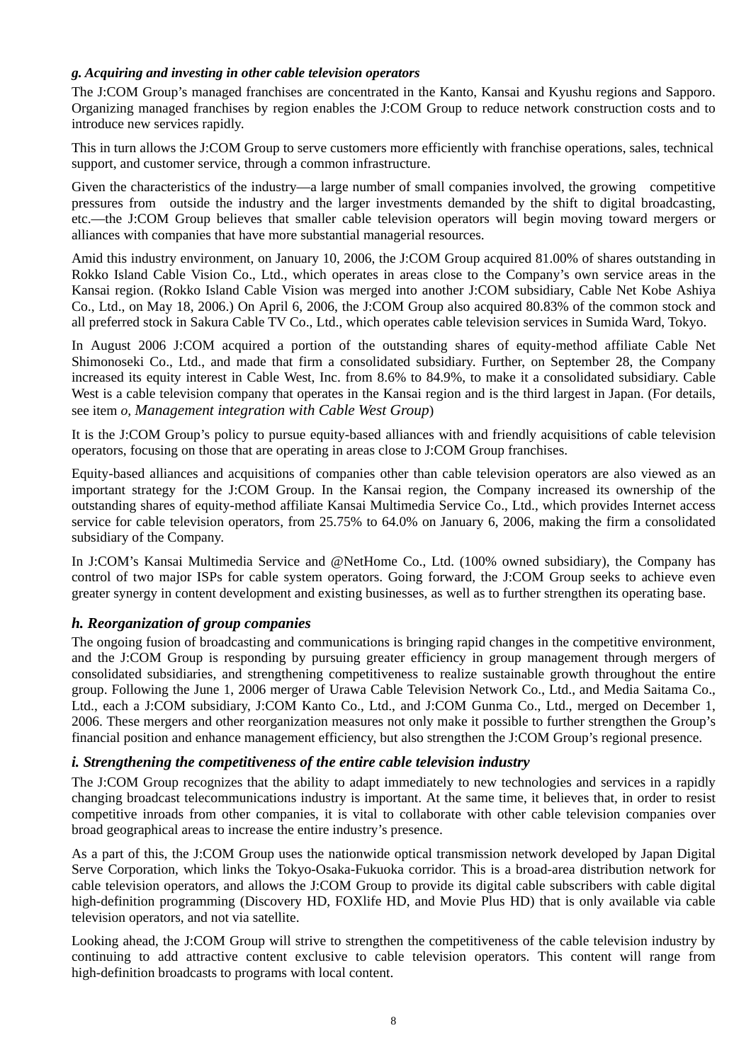### *g. Acquiring and investing in other cable television operators*

The J:COM Group's managed franchises are concentrated in the Kanto, Kansai and Kyushu regions and Sapporo. Organizing managed franchises by region enables the J:COM Group to reduce network construction costs and to introduce new services rapidly.

This in turn allows the J:COM Group to serve customers more efficiently with franchise operations, sales, technical support, and customer service, through a common infrastructure.

Given the characteristics of the industry—a large number of small companies involved, the growing competitive pressures from outside the industry and the larger investments demanded by the shift to digital broadcasting, etc.—the J:COM Group believes that smaller cable television operators will begin moving toward mergers or alliances with companies that have more substantial managerial resources.

Amid this industry environment, on January 10, 2006, the J:COM Group acquired 81.00% of shares outstanding in Rokko Island Cable Vision Co., Ltd., which operates in areas close to the Company's own service areas in the Kansai region. (Rokko Island Cable Vision was merged into another J:COM subsidiary, Cable Net Kobe Ashiya Co., Ltd., on May 18, 2006.) On April 6, 2006, the J:COM Group also acquired 80.83% of the common stock and all preferred stock in Sakura Cable TV Co., Ltd., which operates cable television services in Sumida Ward, Tokyo.

In August 2006 J:COM acquired a portion of the outstanding shares of equity-method affiliate Cable Net Shimonoseki Co., Ltd., and made that firm a consolidated subsidiary. Further, on September 28, the Company increased its equity interest in Cable West, Inc. from 8.6% to 84.9%, to make it a consolidated subsidiary. Cable West is a cable television company that operates in the Kansai region and is the third largest in Japan. (For details, see item *o, Management integration with Cable West Group*)

It is the J:COM Group's policy to pursue equity-based alliances with and friendly acquisitions of cable television operators, focusing on those that are operating in areas close to J:COM Group franchises.

Equity-based alliances and acquisitions of companies other than cable television operators are also viewed as an important strategy for the J:COM Group. In the Kansai region, the Company increased its ownership of the outstanding shares of equity-method affiliate Kansai Multimedia Service Co., Ltd., which provides Internet access service for cable television operators, from 25.75% to 64.0% on January 6, 2006, making the firm a consolidated subsidiary of the Company.

In J:COM's Kansai Multimedia Service and @NetHome Co., Ltd. (100% owned subsidiary), the Company has control of two major ISPs for cable system operators. Going forward, the J:COM Group seeks to achieve even greater synergy in content development and existing businesses, as well as to further strengthen its operating base.

### *h. Reorganization of group companies*

The ongoing fusion of broadcasting and communications is bringing rapid changes in the competitive environment, and the J:COM Group is responding by pursuing greater efficiency in group management through mergers of consolidated subsidiaries, and strengthening competitiveness to realize sustainable growth throughout the entire group. Following the June 1, 2006 merger of Urawa Cable Television Network Co., Ltd., and Media Saitama Co., Ltd., each a J:COM subsidiary, J:COM Kanto Co., Ltd., and J:COM Gunma Co., Ltd., merged on December 1, 2006. These mergers and other reorganization measures not only make it possible to further strengthen the Group's financial position and enhance management efficiency, but also strengthen the J:COM Group's regional presence.

### *i. Strengthening the competitiveness of the entire cable television industry*

The J:COM Group recognizes that the ability to adapt immediately to new technologies and services in a rapidly changing broadcast telecommunications industry is important. At the same time, it believes that, in order to resist competitive inroads from other companies, it is vital to collaborate with other cable television companies over broad geographical areas to increase the entire industry's presence.

As a part of this, the J:COM Group uses the nationwide optical transmission network developed by Japan Digital Serve Corporation, which links the Tokyo-Osaka-Fukuoka corridor. This is a broad-area distribution network for cable television operators, and allows the J:COM Group to provide its digital cable subscribers with cable digital high-definition programming (Discovery HD, FOXlife HD, and Movie Plus HD) that is only available via cable television operators, and not via satellite.

Looking ahead, the J:COM Group will strive to strengthen the competitiveness of the cable television industry by continuing to add attractive content exclusive to cable television operators. This content will range from high-definition broadcasts to programs with local content.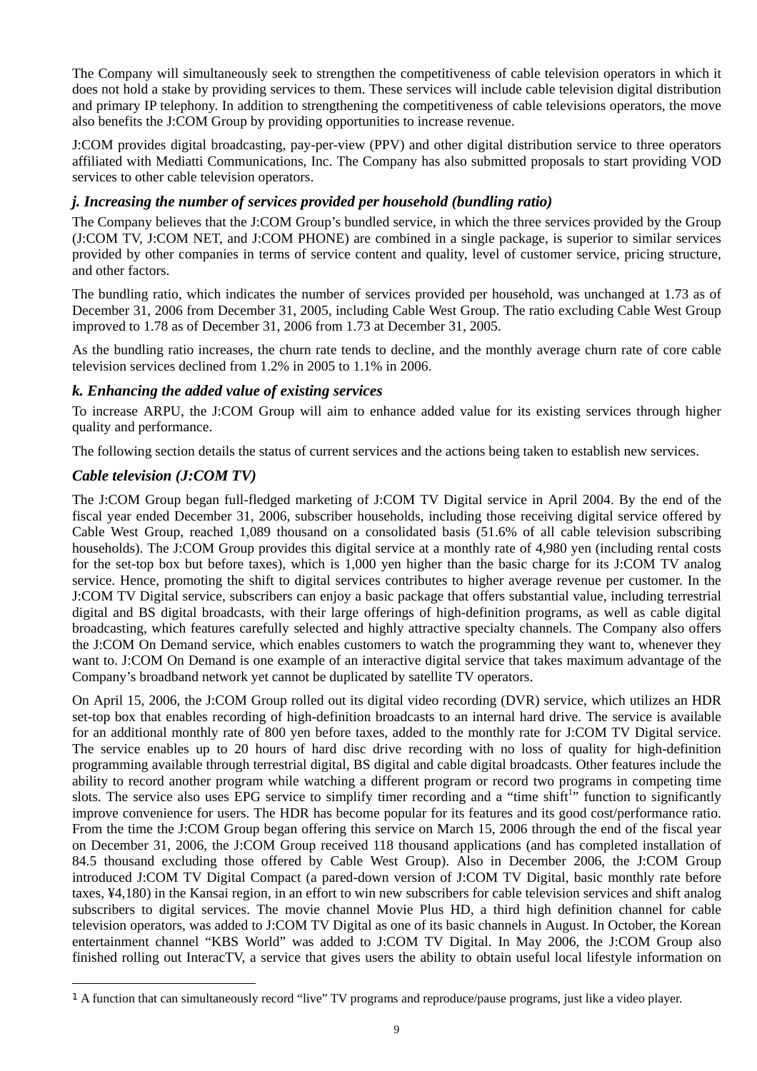The Company will simultaneously seek to strengthen the competitiveness of cable television operators in which it does not hold a stake by providing services to them. These services will include cable television digital distribution and primary IP telephony. In addition to strengthening the competitiveness of cable televisions operators, the move also benefits the J:COM Group by providing opportunities to increase revenue.

J:COM provides digital broadcasting, pay-per-view (PPV) and other digital distribution service to three operators affiliated with Mediatti Communications, Inc. The Company has also submitted proposals to start providing VOD services to other cable television operators.

### *j. Increasing the number of services provided per household (bundling ratio)*

The Company believes that the J:COM Group's bundled service, in which the three services provided by the Group (J:COM TV, J:COM NET, and J:COM PHONE) are combined in a single package, is superior to similar services provided by other companies in terms of service content and quality, level of customer service, pricing structure, and other factors.

The bundling ratio, which indicates the number of services provided per household, was unchanged at 1.73 as of December 31, 2006 from December 31, 2005, including Cable West Group. The ratio excluding Cable West Group improved to 1.78 as of December 31, 2006 from 1.73 at December 31, 2005.

As the bundling ratio increases, the churn rate tends to decline, and the monthly average churn rate of core cable television services declined from 1.2% in 2005 to 1.1% in 2006.

### *k. Enhancing the added value of existing services*

To increase ARPU, the J:COM Group will aim to enhance added value for its existing services through higher quality and performance.

The following section details the status of current services and the actions being taken to establish new services.

### *Cable television (J:COM TV)*

The J:COM Group began full-fledged marketing of J:COM TV Digital service in April 2004. By the end of the fiscal year ended December 31, 2006, subscriber households, including those receiving digital service offered by Cable West Group, reached 1,089 thousand on a consolidated basis (51.6% of all cable television subscribing households). The J:COM Group provides this digital service at a monthly rate of 4,980 yen (including rental costs for the set-top box but before taxes), which is 1,000 yen higher than the basic charge for its J:COM TV analog service. Hence, promoting the shift to digital services contributes to higher average revenue per customer. In the J:COM TV Digital service, subscribers can enjoy a basic package that offers substantial value, including terrestrial digital and BS digital broadcasts, with their large offerings of high-definition programs, as well as cable digital broadcasting, which features carefully selected and highly attractive specialty channels. The Company also offers the J:COM On Demand service, which enables customers to watch the programming they want to, whenever they want to. J:COM On Demand is one example of an interactive digital service that takes maximum advantage of the Company's broadband network yet cannot be duplicated by satellite TV operators.

On April 15, 2006, the J:COM Group rolled out its digital video recording (DVR) service, which utilizes an HDR set-top box that enables recording of high-definition broadcasts to an internal hard drive. The service is available for an additional monthly rate of 800 yen before taxes, added to the monthly rate for J:COM TV Digital service. The service enables up to 20 hours of hard disc drive recording with no loss of quality for high-definition programming available through terrestrial digital, BS digital and cable digital broadcasts. Other features include the ability to record another program while watching a different program or record two programs in competing time slots. The service also uses EPG service to simplify timer recording and a "time shift[1]" function to significantly improve convenience for users. The HDR has become popular for its features and its good cost/performance ratio. From the time the J:COM Group began offering this service on March 15, 2006 through the end of the fiscal year on December 31, 2006, the J:COM Group received 118 thousand applications (and has completed installation of 84.5 thousand excluding those offered by Cable West Group). Also in December 2006, the J:COM Group introduced J:COM TV Digital Compact (a pared-down version of J:COM TV Digital, basic monthly rate before taxes, ¥4,180) in the Kansai region, in an effort to win new subscribers for cable television services and shift analog subscribers to digital services. The movie channel Movie Plus HD, a third high definition channel for cable television operators, was added to J:COM TV Digital as one of its basic channels in August. In October, the Korean entertainment channel "KBS World" was added to J:COM TV Digital. In May 2006, the J:COM Group also finished rolling out InteracTV, a service that gives users the ability to obtain useful local lifestyle information on

[1] A function that can simultaneously record "live" TV programs and reproduce/pause programs, just like a video player.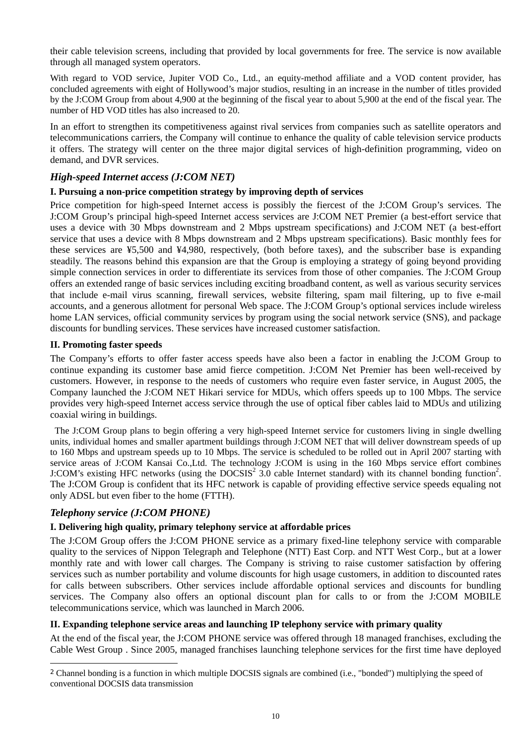their cable television screens, including that provided by local governments for free. The service is now available through all managed system operators.

With regard to VOD service, Jupiter VOD Co., Ltd., an equity-method affiliate and a VOD content provider, has concluded agreements with eight of Hollywood's major studios, resulting in an increase in the number of titles provided by the J:COM Group from about 4,900 at the beginning of the fiscal year to about 5,900 at the end of the fiscal year. The number of HD VOD titles has also increased to 20.

In an effort to strengthen its competitiveness against rival services from companies such as satellite operators and telecommunications carriers, the Company will continue to enhance the quality of cable television service products it offers. The strategy will center on the three major digital services of high-definition programming, video on demand, and DVR services.

### *High-speed Internet access (J:COM NET)*

#### I. Pursuing a non-price competition strategy by improving depth of services

Price competition for high-speed Internet access is possibly the fiercest of the J:COM Group's services. The J:COM Group's principal high-speed Internet access services are J:COM NET Premier (a best-effort service that uses a device with 30 Mbps downstream and 2 Mbps upstream specifications) and J:COM NET (a best-effort service that uses a device with 8 Mbps downstream and 2 Mbps upstream specifications). Basic monthly fees for these services are ¥5,500 and ¥4,980, respectively, (both before taxes), and the subscriber base is expanding steadily. The reasons behind this expansion are that the Group is employing a strategy of going beyond providing simple connection services in order to differentiate its services from those of other companies. The J:COM Group offers an extended range of basic services including exciting broadband content, as well as various security services that include e-mail virus scanning, firewall services, website filtering, spam mail filtering, up to five e-mail accounts, and a generous allotment for personal Web space. The J:COM Group's optional services include wireless home LAN services, official community services by program using the social network service (SNS), and package discounts for bundling services. These services have increased customer satisfaction.

#### II. Promoting faster speeds

The Company's efforts to offer faster access speeds have also been a factor in enabling the J:COM Group to continue expanding its customer base amid fierce competition. J:COM Net Premier has been well-received by customers. However, in response to the needs of customers who require even faster service, in August 2005, the Company launched the J:COM NET Hikari service for MDUs, which offers speeds up to 100 Mbps. The service provides very high-speed Internet access service through the use of optical fiber cables laid to MDUs and utilizing coaxial wiring in buildings.

The J:COM Group plans to begin offering a very high-speed Internet service for customers living in single dwelling units, individual homes and smaller apartment buildings through J:COM NET that will deliver downstream speeds of up to 160 Mbps and upstream speeds up to 10 Mbps. The service is scheduled to be rolled out in April 2007 starting with service areas of J:COM Kansai Co.,Ltd. The technology J:COM is using in the 160 Mbps service effort combines J:COM's existing HFC networks (using the DOCSIS[2] 3.0 cable Internet standard) with its channel bonding function[2]. The J:COM Group is confident that its HFC network is capable of providing effective service speeds equaling not only ADSL but even fiber to the home (FTTH).

### *Telephony service (J:COM PHONE)*

#### I. Delivering high quality, primary telephony service at affordable prices

The J:COM Group offers the J:COM PHONE service as a primary fixed-line telephony service with comparable quality to the services of Nippon Telegraph and Telephone (NTT) East Corp. and NTT West Corp., but at a lower monthly rate and with lower call charges. The Company is striving to raise customer satisfaction by offering services such as number portability and volume discounts for high usage customers, in addition to discounted rates for calls between subscribers. Other services include affordable optional services and discounts for bundling services. The Company also offers an optional discount plan for calls to or from the J:COM MOBILE telecommunications service, which was launched in March 2006.

#### II. Expanding telephone service areas and launching IP telephony service with primary quality

At the end of the fiscal year, the J:COM PHONE service was offered through 18 managed franchises, excluding the Cable West Group . Since 2005, managed franchises launching telephone services for the first time have deployed

---

2 Channel bonding is a function in which multiple DOCSIS signals are combined (i.e., "bonded") multiplying the speed of conventional DOCSIS data transmission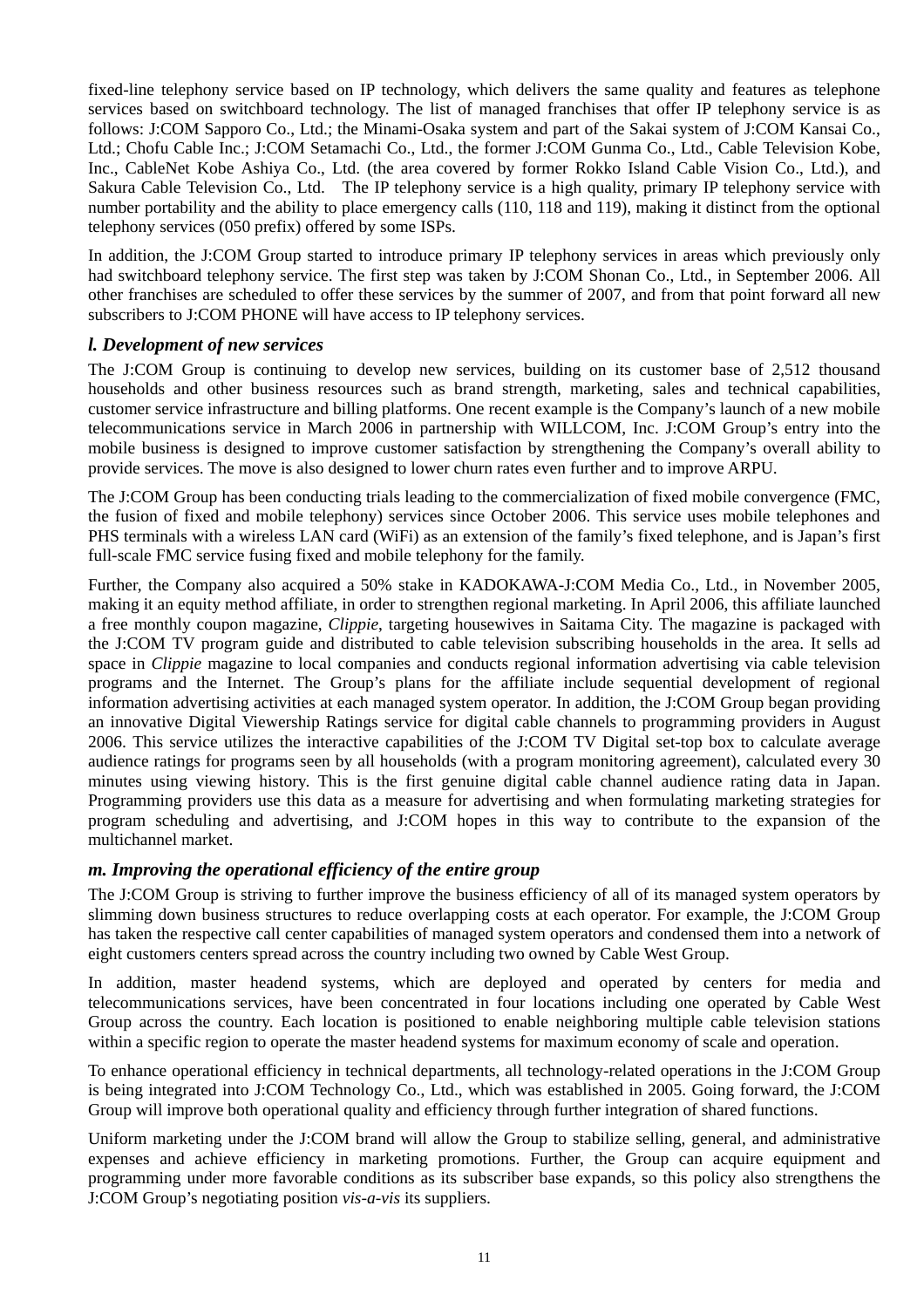fixed-line telephony service based on IP technology, which delivers the same quality and features as telephone services based on switchboard technology. The list of managed franchises that offer IP telephony service is as follows: J:COM Sapporo Co., Ltd.; the Minami-Osaka system and part of the Sakai system of J:COM Kansai Co., Ltd.; Chofu Cable Inc.; J:COM Setamachi Co., Ltd., the former J:COM Gunma Co., Ltd., Cable Television Kobe, Inc., CableNet Kobe Ashiya Co., Ltd. (the area covered by former Rokko Island Cable Vision Co., Ltd.), and Sakura Cable Television Co., Ltd. The IP telephony service is a high quality, primary IP telephony service with number portability and the ability to place emergency calls (110, 118 and 119), making it distinct from the optional telephony services (050 prefix) offered by some ISPs.

In addition, the J:COM Group started to introduce primary IP telephony services in areas which previously only had switchboard telephony service. The first step was taken by J:COM Shonan Co., Ltd., in September 2006. All other franchises are scheduled to offer these services by the summer of 2007, and from that point forward all new subscribers to J:COM PHONE will have access to IP telephony services.

### *l. Development of new services*

The J:COM Group is continuing to develop new services, building on its customer base of 2,512 thousand households and other business resources such as brand strength, marketing, sales and technical capabilities, customer service infrastructure and billing platforms. One recent example is the Company's launch of a new mobile telecommunications service in March 2006 in partnership with WILLCOM, Inc. J:COM Group's entry into the mobile business is designed to improve customer satisfaction by strengthening the Company's overall ability to provide services. The move is also designed to lower churn rates even further and to improve ARPU.

The J:COM Group has been conducting trials leading to the commercialization of fixed mobile convergence (FMC, the fusion of fixed and mobile telephony) services since October 2006. This service uses mobile telephones and PHS terminals with a wireless LAN card (WiFi) as an extension of the family's fixed telephone, and is Japan's first full-scale FMC service fusing fixed and mobile telephony for the family.

Further, the Company also acquired a 50% stake in KADOKAWA-J:COM Media Co., Ltd., in November 2005, making it an equity method affiliate, in order to strengthen regional marketing. In April 2006, this affiliate launched a free monthly coupon magazine, *Clippie*, targeting housewives in Saitama City. The magazine is packaged with the J:COM TV program guide and distributed to cable television subscribing households in the area. It sells ad space in *Clippie* magazine to local companies and conducts regional information advertising via cable television programs and the Internet. The Group's plans for the affiliate include sequential development of regional information advertising activities at each managed system operator. In addition, the J:COM Group began providing an innovative Digital Viewership Ratings service for digital cable channels to programming providers in August 2006. This service utilizes the interactive capabilities of the J:COM TV Digital set-top box to calculate average audience ratings for programs seen by all households (with a program monitoring agreement), calculated every 30 minutes using viewing history. This is the first genuine digital cable channel audience rating data in Japan. Programming providers use this data as a measure for advertising and when formulating marketing strategies for program scheduling and advertising, and J:COM hopes in this way to contribute to the expansion of the multichannel market.

### *m. Improving the operational efficiency of the entire group*

The J:COM Group is striving to further improve the business efficiency of all of its managed system operators by slimming down business structures to reduce overlapping costs at each operator. For example, the J:COM Group has taken the respective call center capabilities of managed system operators and condensed them into a network of eight customers centers spread across the country including two owned by Cable West Group.

In addition, master headend systems, which are deployed and operated by centers for media and telecommunications services, have been concentrated in four locations including one operated by Cable West Group across the country. Each location is positioned to enable neighboring multiple cable television stations within a specific region to operate the master headend systems for maximum economy of scale and operation.

To enhance operational efficiency in technical departments, all technology-related operations in the J:COM Group is being integrated into J:COM Technology Co., Ltd., which was established in 2005. Going forward, the J:COM Group will improve both operational quality and efficiency through further integration of shared functions.

Uniform marketing under the J:COM brand will allow the Group to stabilize selling, general, and administrative expenses and achieve efficiency in marketing promotions. Further, the Group can acquire equipment and programming under more favorable conditions as its subscriber base expands, so this policy also strengthens the J:COM Group's negotiating position *vis-a-vis* its suppliers.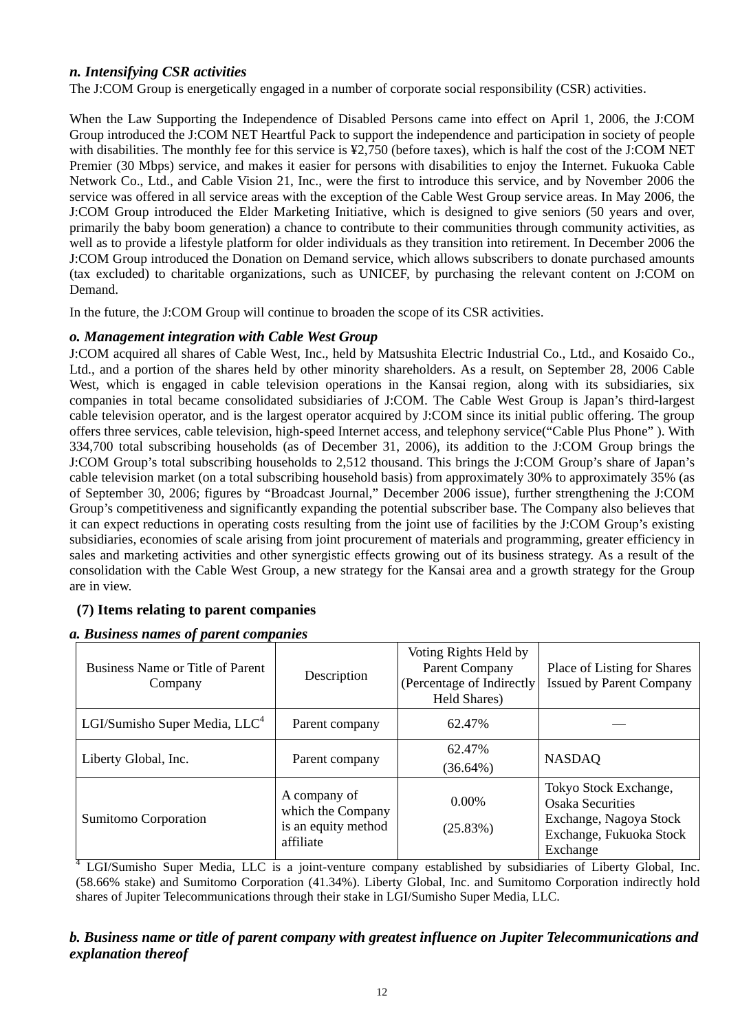### *n. Intensifying CSR activities*

The J:COM Group is energetically engaged in a number of corporate social responsibility (CSR) activities.

When the Law Supporting the Independence of Disabled Persons came into effect on April 1, 2006, the J:COM Group introduced the J:COM NET Heartful Pack to support the independence and participation in society of people with disabilities. The monthly fee for this service is ¥2,750 (before taxes), which is half the cost of the J:COM NET Premier (30 Mbps) service, and makes it easier for persons with disabilities to enjoy the Internet. Fukuoka Cable Network Co., Ltd., and Cable Vision 21, Inc., were the first to introduce this service, and by November 2006 the service was offered in all service areas with the exception of the Cable West Group service areas. In May 2006, the J:COM Group introduced the Elder Marketing Initiative, which is designed to give seniors (50 years and over, primarily the baby boom generation) a chance to contribute to their communities through community activities, as well as to provide a lifestyle platform for older individuals as they transition into retirement. In December 2006 the J:COM Group introduced the Donation on Demand service, which allows subscribers to donate purchased amounts (tax excluded) to charitable organizations, such as UNICEF, by purchasing the relevant content on J:COM on Demand.

In the future, the J:COM Group will continue to broaden the scope of its CSR activities.

### *o. Management integration with Cable West Group*

J:COM acquired all shares of Cable West, Inc., held by Matsushita Electric Industrial Co., Ltd., and Kosaido Co., Ltd., and a portion of the shares held by other minority shareholders. As a result, on September 28, 2006 Cable West, which is engaged in cable television operations in the Kansai region, along with its subsidiaries, six companies in total became consolidated subsidiaries of J:COM. The Cable West Group is Japan's third-largest cable television operator, and is the largest operator acquired by J:COM since its initial public offering. The group offers three services, cable television, high-speed Internet access, and telephony service("Cable Plus Phone" ). With 334,700 total subscribing households (as of December 31, 2006), its addition to the J:COM Group brings the J:COM Group's total subscribing households to 2,512 thousand. This brings the J:COM Group's share of Japan's cable television market (on a total subscribing household basis) from approximately 30% to approximately 35% (as of September 30, 2006; figures by "Broadcast Journal," December 2006 issue), further strengthening the J:COM Group's competitiveness and significantly expanding the potential subscriber base. The Company also believes that it can expect reductions in operating costs resulting from the joint use of facilities by the J:COM Group's existing subsidiaries, economies of scale arising from joint procurement of materials and programming, greater efficiency in sales and marketing activities and other synergistic effects growing out of its business strategy. As a result of the consolidation with the Cable West Group, a new strategy for the Kansai area and a growth strategy for the Group are in view.

## (7) Items relating to parent companies

### *a. Business names of parent companies*

| Business Name or Title of Parent Company | Description | Voting Rights Held by Parent Company (Percentage of Indirectly Held Shares) | Place of Listing for Shares Issued by Parent Company |
|---|---|---|---|
| LGI/Sumisho Super Media, LLC[4] | Parent company | 62.47% | — |
| Liberty Global, Inc. | Parent company | 62.47% (36.64%) | NASDAQ |
| Sumitomo Corporation | A company of which the Company is an equity method affiliate | 0.00% (25.83%) | Tokyo Stock Exchange, Osaka Securities Exchange, Nagoya Stock Exchange, Fukuoka Stock Exchange |

[4] LGI/Sumisho Super Media, LLC is a joint-venture company established by subsidiaries of Liberty Global, Inc. (58.66% stake) and Sumitomo Corporation (41.34%). Liberty Global, Inc. and Sumitomo Corporation indirectly hold shares of Jupiter Telecommunications through their stake in LGI/Sumisho Super Media, LLC.

### *b. Business name or title of parent company with greatest influence on Jupiter Telecommunications and explanation thereof*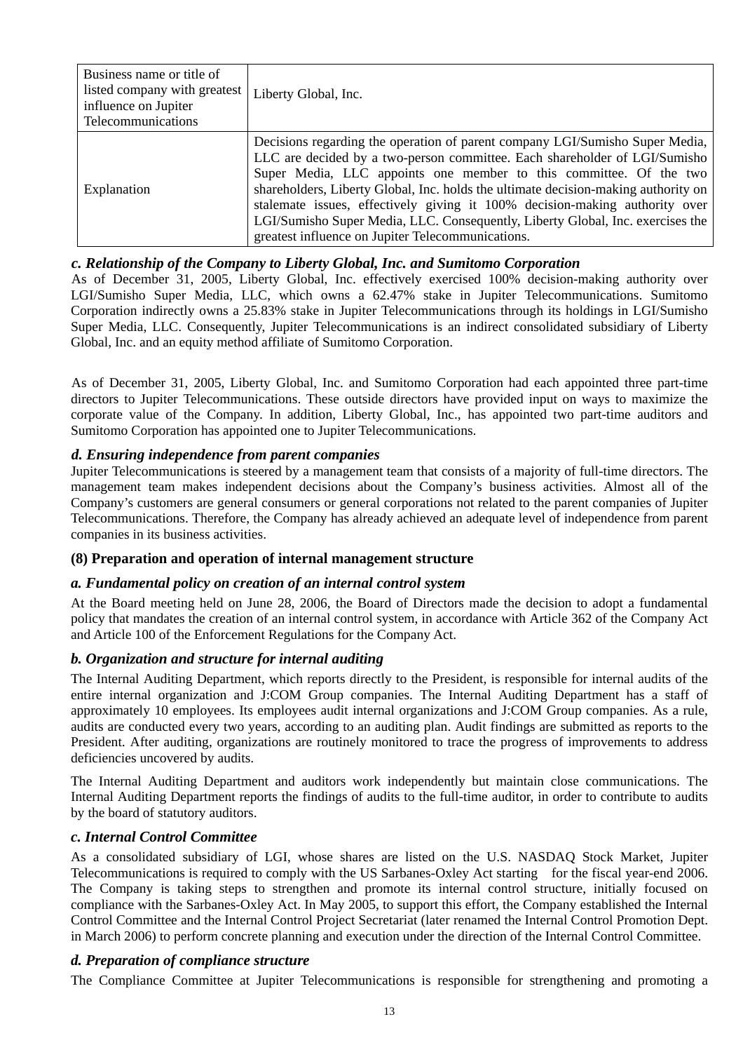| Business name or title of listed company with greatest influence on Jupiter Telecommunications | Liberty Global, Inc. |
|---|---|
| Explanation | Decisions regarding the operation of parent company LGI/Sumisho Super Media, LLC are decided by a two-person committee. Each shareholder of LGI/Sumisho Super Media, LLC appoints one member to this committee. Of the two shareholders, Liberty Global, Inc. holds the ultimate decision-making authority on stalemate issues, effectively giving it 100% decision-making authority over LGI/Sumisho Super Media, LLC. Consequently, Liberty Global, Inc. exercises the greatest influence on Jupiter Telecommunications. |

### *c. Relationship of the Company to Liberty Global, Inc. and Sumitomo Corporation*

As of December 31, 2005, Liberty Global, Inc. effectively exercised 100% decision-making authority over LGI/Sumisho Super Media, LLC, which owns a 62.47% stake in Jupiter Telecommunications. Sumitomo Corporation indirectly owns a 25.83% stake in Jupiter Telecommunications through its holdings in LGI/Sumisho Super Media, LLC. Consequently, Jupiter Telecommunications is an indirect consolidated subsidiary of Liberty Global, Inc. and an equity method affiliate of Sumitomo Corporation.

As of December 31, 2005, Liberty Global, Inc. and Sumitomo Corporation had each appointed three part-time directors to Jupiter Telecommunications. These outside directors have provided input on ways to maximize the corporate value of the Company. In addition, Liberty Global, Inc., has appointed two part-time auditors and Sumitomo Corporation has appointed one to Jupiter Telecommunications.

### *d. Ensuring independence from parent companies*

Jupiter Telecommunications is steered by a management team that consists of a majority of full-time directors. The management team makes independent decisions about the Company's business activities. Almost all of the Company's customers are general consumers or general corporations not related to the parent companies of Jupiter Telecommunications. Therefore, the Company has already achieved an adequate level of independence from parent companies in its business activities.

## (8) Preparation and operation of internal management structure

### *a. Fundamental policy on creation of an internal control system*

At the Board meeting held on June 28, 2006, the Board of Directors made the decision to adopt a fundamental policy that mandates the creation of an internal control system, in accordance with Article 362 of the Company Act and Article 100 of the Enforcement Regulations for the Company Act.

### *b. Organization and structure for internal auditing*

The Internal Auditing Department, which reports directly to the President, is responsible for internal audits of the entire internal organization and J:COM Group companies. The Internal Auditing Department has a staff of approximately 10 employees. Its employees audit internal organizations and J:COM Group companies. As a rule, audits are conducted every two years, according to an auditing plan. Audit findings are submitted as reports to the President. After auditing, organizations are routinely monitored to trace the progress of improvements to address deficiencies uncovered by audits.

The Internal Auditing Department and auditors work independently but maintain close communications. The Internal Auditing Department reports the findings of audits to the full-time auditor, in order to contribute to audits by the board of statutory auditors.

### *c. Internal Control Committee*

As a consolidated subsidiary of LGI, whose shares are listed on the U.S. NASDAQ Stock Market, Jupiter Telecommunications is required to comply with the US Sarbanes-Oxley Act starting for the fiscal year-end 2006. The Company is taking steps to strengthen and promote its internal control structure, initially focused on compliance with the Sarbanes-Oxley Act. In May 2005, to support this effort, the Company established the Internal Control Committee and the Internal Control Project Secretariat (later renamed the Internal Control Promotion Dept. in March 2006) to perform concrete planning and execution under the direction of the Internal Control Committee.

### *d. Preparation of compliance structure*

The Compliance Committee at Jupiter Telecommunications is responsible for strengthening and promoting a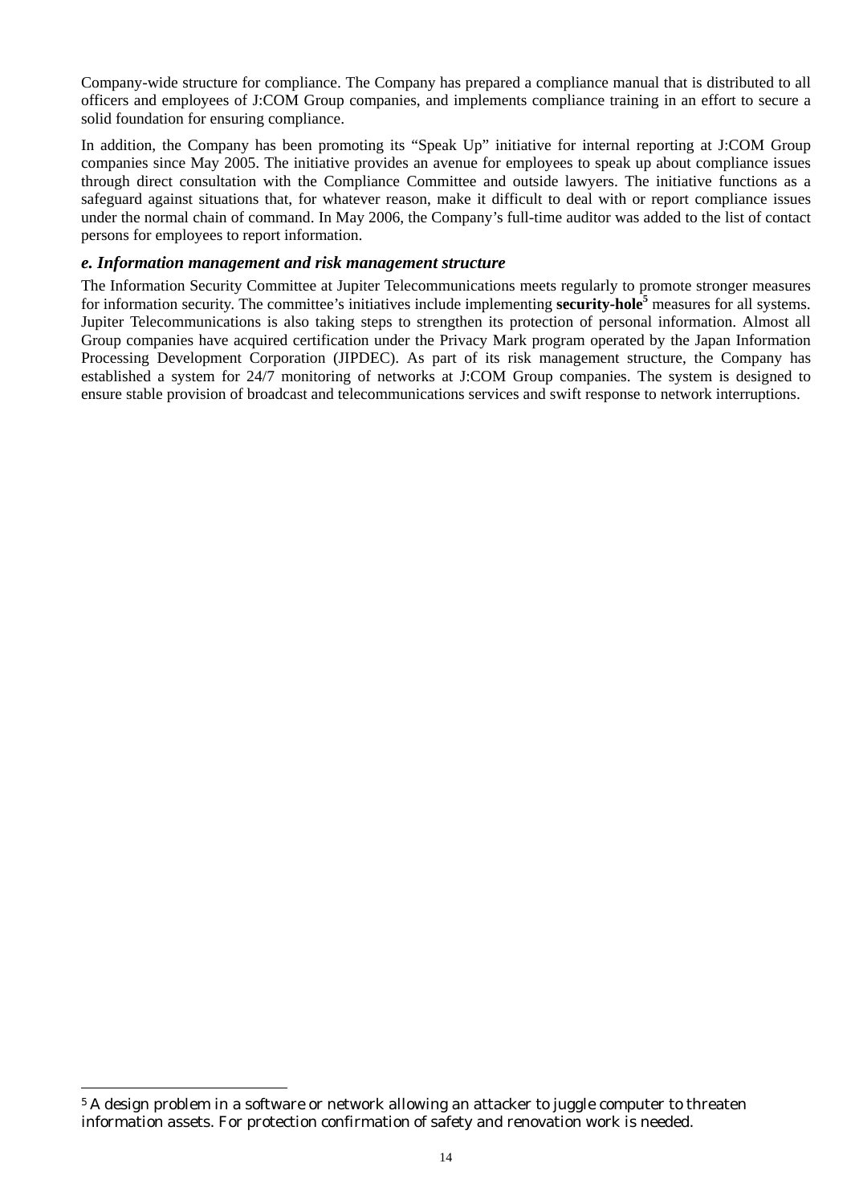Company-wide structure for compliance. The Company has prepared a compliance manual that is distributed to all officers and employees of J:COM Group companies, and implements compliance training in an effort to secure a solid foundation for ensuring compliance.

In addition, the Company has been promoting its "Speak Up" initiative for internal reporting at J:COM Group companies since May 2005. The initiative provides an avenue for employees to speak up about compliance issues through direct consultation with the Compliance Committee and outside lawyers. The initiative functions as a safeguard against situations that, for whatever reason, make it difficult to deal with or report compliance issues under the normal chain of command. In May 2006, the Company's full-time auditor was added to the list of contact persons for employees to report information.

### *e. Information management and risk management structure*

The Information Security Committee at Jupiter Telecommunications meets regularly to promote stronger measures for information security. The committee's initiatives include implementing **security-hole**[5] measures for all systems. Jupiter Telecommunications is also taking steps to strengthen its protection of personal information. Almost all Group companies have acquired certification under the Privacy Mark program operated by the Japan Information Processing Development Corporation (JIPDEC). As part of its risk management structure, the Company has established a system for 24/7 monitoring of networks at J:COM Group companies. The system is designed to ensure stable provision of broadcast and telecommunications services and swift response to network interruptions.

---

[5] A design problem in a software or network allowing an attacker to juggle computer to threaten information assets. For protection confirmation of safety and renovation work is needed.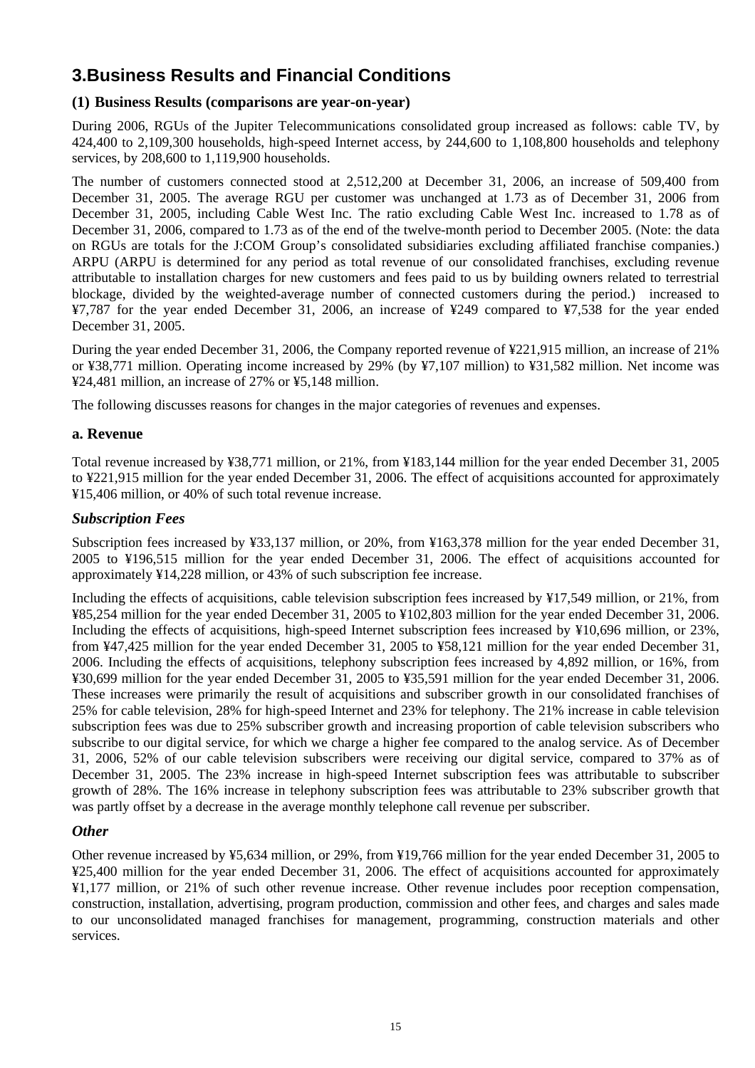# 3.Business Results and Financial Conditions

### (1) Business Results (comparisons are year-on-year)

During 2006, RGUs of the Jupiter Telecommunications consolidated group increased as follows: cable TV, by 424,400 to 2,109,300 households, high-speed Internet access, by 244,600 to 1,108,800 households and telephony services, by 208,600 to 1,119,900 households.

The number of customers connected stood at 2,512,200 at December 31, 2006, an increase of 509,400 from December 31, 2005. The average RGU per customer was unchanged at 1.73 as of December 31, 2006 from December 31, 2005, including Cable West Inc. The ratio excluding Cable West Inc. increased to 1.78 as of December 31, 2006, compared to 1.73 as of the end of the twelve-month period to December 2005. (Note: the data on RGUs are totals for the J:COM Group's consolidated subsidiaries excluding affiliated franchise companies.) ARPU (ARPU is determined for any period as total revenue of our consolidated franchises, excluding revenue attributable to installation charges for new customers and fees paid to us by building owners related to terrestrial blockage, divided by the weighted-average number of connected customers during the period.) increased to ¥7,787 for the year ended December 31, 2006, an increase of ¥249 compared to ¥7,538 for the year ended December 31, 2005.

During the year ended December 31, 2006, the Company reported revenue of ¥221,915 million, an increase of 21% or ¥38,771 million. Operating income increased by 29% (by ¥7,107 million) to ¥31,582 million. Net income was ¥24,481 million, an increase of 27% or ¥5,148 million.

The following discusses reasons for changes in the major categories of revenues and expenses.

## a. Revenue

Total revenue increased by ¥38,771 million, or 21%, from ¥183,144 million for the year ended December 31, 2005 to ¥221,915 million for the year ended December 31, 2006. The effect of acquisitions accounted for approximately ¥15,406 million, or 40% of such total revenue increase.

### *Subscription Fees*

Subscription fees increased by ¥33,137 million, or 20%, from ¥163,378 million for the year ended December 31, 2005 to ¥196,515 million for the year ended December 31, 2006. The effect of acquisitions accounted for approximately ¥14,228 million, or 43% of such subscription fee increase.

Including the effects of acquisitions, cable television subscription fees increased by ¥17,549 million, or 21%, from ¥85,254 million for the year ended December 31, 2005 to ¥102,803 million for the year ended December 31, 2006. Including the effects of acquisitions, high-speed Internet subscription fees increased by ¥10,696 million, or 23%, from ¥47,425 million for the year ended December 31, 2005 to ¥58,121 million for the year ended December 31, 2006. Including the effects of acquisitions, telephony subscription fees increased by 4,892 million, or 16%, from ¥30,699 million for the year ended December 31, 2005 to ¥35,591 million for the year ended December 31, 2006. These increases were primarily the result of acquisitions and subscriber growth in our consolidated franchises of 25% for cable television, 28% for high-speed Internet and 23% for telephony. The 21% increase in cable television subscription fees was due to 25% subscriber growth and increasing proportion of cable television subscribers who subscribe to our digital service, for which we charge a higher fee compared to the analog service. As of December 31, 2006, 52% of our cable television subscribers were receiving our digital service, compared to 37% as of December 31, 2005. The 23% increase in high-speed Internet subscription fees was attributable to subscriber growth of 28%. The 16% increase in telephony subscription fees was attributable to 23% subscriber growth that was partly offset by a decrease in the average monthly telephone call revenue per subscriber.

### *Other*

Other revenue increased by ¥5,634 million, or 29%, from ¥19,766 million for the year ended December 31, 2005 to ¥25,400 million for the year ended December 31, 2006. The effect of acquisitions accounted for approximately ¥1,177 million, or 21% of such other revenue increase. Other revenue includes poor reception compensation, construction, installation, advertising, program production, commission and other fees, and charges and sales made to our unconsolidated managed franchises for management, programming, construction materials and other services.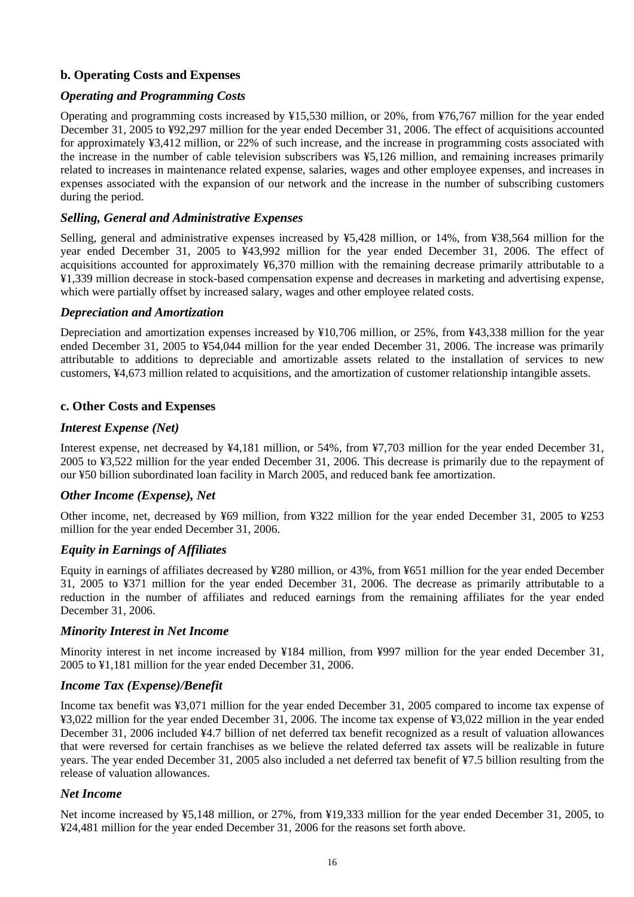### b. Operating Costs and Expenses

#### *Operating and Programming Costs*

Operating and programming costs increased by ¥15,530 million, or 20%, from ¥76,767 million for the year ended December 31, 2005 to ¥92,297 million for the year ended December 31, 2006. The effect of acquisitions accounted for approximately ¥3,412 million, or 22% of such increase, and the increase in programming costs associated with the increase in the number of cable television subscribers was ¥5,126 million, and remaining increases primarily related to increases in maintenance related expense, salaries, wages and other employee expenses, and increases in expenses associated with the expansion of our network and the increase in the number of subscribing customers during the period.

#### *Selling, General and Administrative Expenses*

Selling, general and administrative expenses increased by ¥5,428 million, or 14%, from ¥38,564 million for the year ended December 31, 2005 to ¥43,992 million for the year ended December 31, 2006. The effect of acquisitions accounted for approximately ¥6,370 million with the remaining decrease primarily attributable to a ¥1,339 million decrease in stock-based compensation expense and decreases in marketing and advertising expense, which were partially offset by increased salary, wages and other employee related costs.

#### *Depreciation and Amortization*

Depreciation and amortization expenses increased by ¥10,706 million, or 25%, from ¥43,338 million for the year ended December 31, 2005 to ¥54,044 million for the year ended December 31, 2006. The increase was primarily attributable to additions to depreciable and amortizable assets related to the installation of services to new customers, ¥4,673 million related to acquisitions, and the amortization of customer relationship intangible assets.

### c. Other Costs and Expenses

#### *Interest Expense (Net)*

Interest expense, net decreased by ¥4,181 million, or 54%, from ¥7,703 million for the year ended December 31, 2005 to ¥3,522 million for the year ended December 31, 2006. This decrease is primarily due to the repayment of our ¥50 billion subordinated loan facility in March 2005, and reduced bank fee amortization.

#### *Other Income (Expense), Net*

Other income, net, decreased by ¥69 million, from ¥322 million for the year ended December 31, 2005 to ¥253 million for the year ended December 31, 2006.

#### *Equity in Earnings of Affiliates*

Equity in earnings of affiliates decreased by ¥280 million, or 43%, from ¥651 million for the year ended December 31, 2005 to ¥371 million for the year ended December 31, 2006. The decrease as primarily attributable to a reduction in the number of affiliates and reduced earnings from the remaining affiliates for the year ended December 31, 2006.

#### *Minority Interest in Net Income*

Minority interest in net income increased by ¥184 million, from ¥997 million for the year ended December 31, 2005 to ¥1,181 million for the year ended December 31, 2006.

#### *Income Tax (Expense)/Benefit*

Income tax benefit was ¥3,071 million for the year ended December 31, 2005 compared to income tax expense of ¥3,022 million for the year ended December 31, 2006. The income tax expense of ¥3,022 million in the year ended December 31, 2006 included ¥4.7 billion of net deferred tax benefit recognized as a result of valuation allowances that were reversed for certain franchises as we believe the related deferred tax assets will be realizable in future years. The year ended December 31, 2005 also included a net deferred tax benefit of ¥7.5 billion resulting from the release of valuation allowances.

#### *Net Income*

Net income increased by ¥5,148 million, or 27%, from ¥19,333 million for the year ended December 31, 2005, to ¥24,481 million for the year ended December 31, 2006 for the reasons set forth above.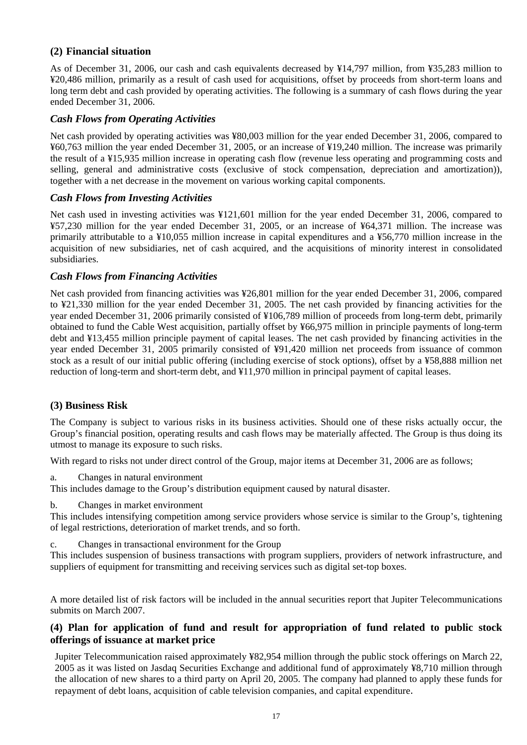## (2) Financial situation

As of December 31, 2006, our cash and cash equivalents decreased by ¥14,797 million, from ¥35,283 million to ¥20,486 million, primarily as a result of cash used for acquisitions, offset by proceeds from short-term loans and long term debt and cash provided by operating activities. The following is a summary of cash flows during the year ended December 31, 2006.

### *Cash Flows from Operating Activities*

Net cash provided by operating activities was ¥80,003 million for the year ended December 31, 2006, compared to ¥60,763 million the year ended December 31, 2005, or an increase of ¥19,240 million. The increase was primarily the result of a ¥15,935 million increase in operating cash flow (revenue less operating and programming costs and selling, general and administrative costs (exclusive of stock compensation, depreciation and amortization)), together with a net decrease in the movement on various working capital components.

### *Cash Flows from Investing Activities*

Net cash used in investing activities was ¥121,601 million for the year ended December 31, 2006, compared to ¥57,230 million for the year ended December 31, 2005, or an increase of ¥64,371 million. The increase was primarily attributable to a ¥10,055 million increase in capital expenditures and a ¥56,770 million increase in the acquisition of new subsidiaries, net of cash acquired, and the acquisitions of minority interest in consolidated subsidiaries.

### *Cash Flows from Financing Activities*

Net cash provided from financing activities was ¥26,801 million for the year ended December 31, 2006, compared to ¥21,330 million for the year ended December 31, 2005. The net cash provided by financing activities for the year ended December 31, 2006 primarily consisted of ¥106,789 million of proceeds from long-term debt, primarily obtained to fund the Cable West acquisition, partially offset by ¥66,975 million in principle payments of long-term debt and ¥13,455 million principle payment of capital leases. The net cash provided by financing activities in the year ended December 31, 2005 primarily consisted of ¥91,420 million net proceeds from issuance of common stock as a result of our initial public offering (including exercise of stock options), offset by a ¥58,888 million net reduction of long-term and short-term debt, and ¥11,970 million in principal payment of capital leases.

## (3) Business Risk

The Company is subject to various risks in its business activities. Should one of these risks actually occur, the Group's financial position, operating results and cash flows may be materially affected. The Group is thus doing its utmost to manage its exposure to such risks.

With regard to risks not under direct control of the Group, major items at December 31, 2006 are as follows;

a. Changes in natural environment

This includes damage to the Group's distribution equipment caused by natural disaster.

b. Changes in market environment

This includes intensifying competition among service providers whose service is similar to the Group's, tightening of legal restrictions, deterioration of market trends, and so forth.

c. Changes in transactional environment for the Group

This includes suspension of business transactions with program suppliers, providers of network infrastructure, and suppliers of equipment for transmitting and receiving services such as digital set-top boxes.

A more detailed list of risk factors will be included in the annual securities report that Jupiter Telecommunications submits on March 2007.

## (4) Plan for application of fund and result for appropriation of fund related to public stock offerings of issuance at market price

Jupiter Telecommunication raised approximately ¥82,954 million through the public stock offerings on March 22, 2005 as it was listed on Jasdaq Securities Exchange and additional fund of approximately ¥8,710 million through the allocation of new shares to a third party on April 20, 2005. The company had planned to apply these funds for repayment of debt loans, acquisition of cable television companies, and capital expenditure.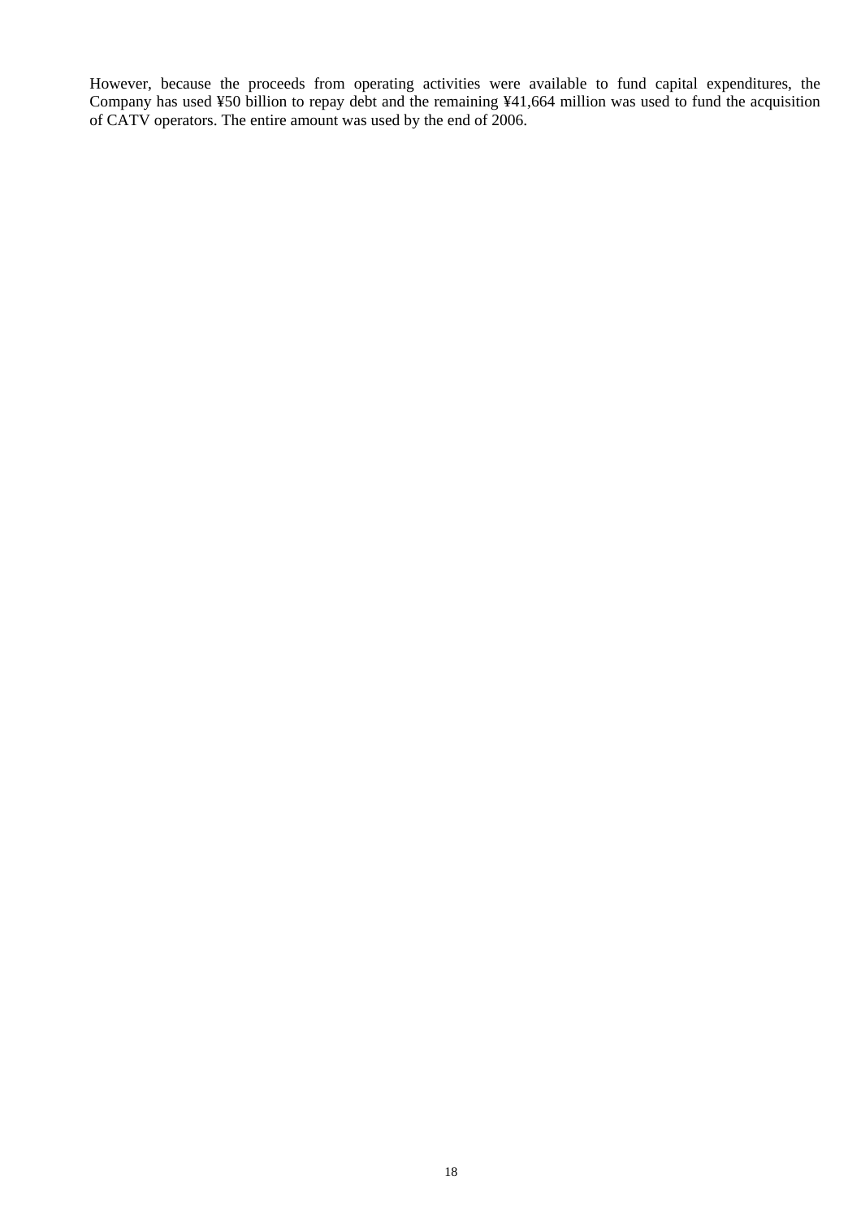However, because the proceeds from operating activities were available to fund capital expenditures, the Company has used ¥50 billion to repay debt and the remaining ¥41,664 million was used to fund the acquisition of CATV operators. The entire amount was used by the end of 2006.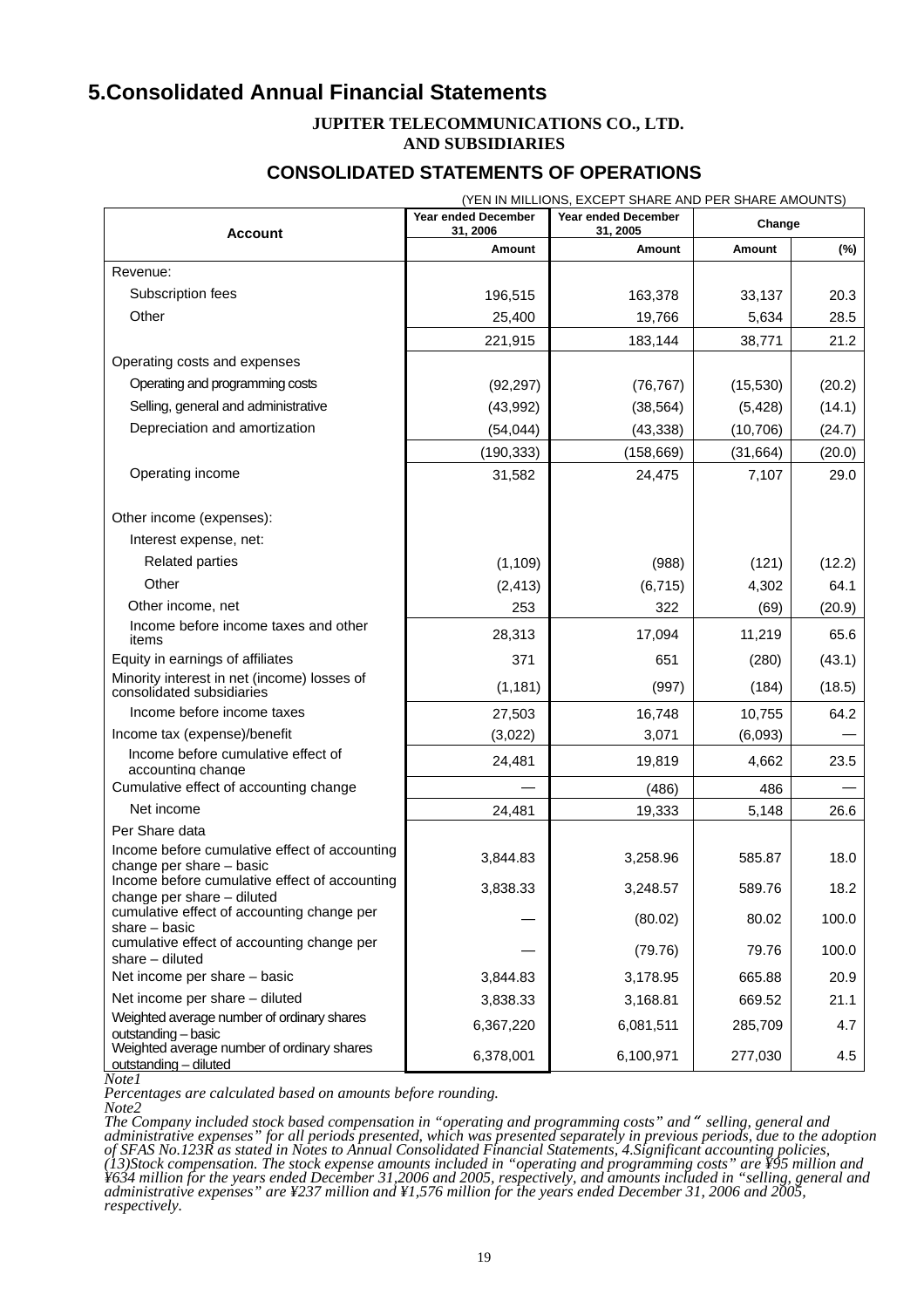# 5.Consolidated Annual Financial Statements

**JUPITER TELECOMMUNICATIONS CO., LTD.**
**AND SUBSIDIARIES**

## CONSOLIDATED STATEMENTS OF OPERATIONS

(YEN IN MILLIONS, EXCEPT SHARE AND PER SHARE AMOUNTS)

| Account | Year ended December 31, 2006 | Year ended December 31, 2005 | Change | |
|---|---|---|---|---|
| | Amount | Amount | Amount | (%) |
| Revenue: | | | | |
| Subscription fees | 196,515 | 163,378 | 33,137 | 20.3 |
| Other | 25,400 | 19,766 | 5,634 | 28.5 |
| | 221,915 | 183,144 | 38,771 | 21.2 |
| Operating costs and expenses | | | | |
| Operating and programming costs | (92,297) | (76,767) | (15,530) | (20.2) |
| Selling, general and administrative | (43,992) | (38,564) | (5,428) | (14.1) |
| Depreciation and amortization | (54,044) | (43,338) | (10,706) | (24.7) |
| | (190,333) | (158,669) | (31,664) | (20.0) |
| Operating income | 31,582 | 24,475 | 7,107 | 29.0 |
| Other income (expenses): | | | | |
| Interest expense, net: | | | | |
| Related parties | (1,109) | (988) | (121) | (12.2) |
| Other | (2,413) | (6,715) | 4,302 | 64.1 |
| Other income, net | 253 | 322 | (69) | (20.9) |
| Income before income taxes and other items | 28,313 | 17,094 | 11,219 | 65.6 |
| Equity in earnings of affiliates | 371 | 651 | (280) | (43.1) |
| Minority interest in net (income) losses of consolidated subsidiaries | (1,181) | (997) | (184) | (18.5) |
| Income before income taxes | 27,503 | 16,748 | 10,755 | 64.2 |
| Income tax (expense)/benefit | (3,022) | 3,071 | (6,093) | — |
| Income before cumulative effect of accounting change | 24,481 | 19,819 | 4,662 | 23.5 |
| Cumulative effect of accounting change | — | (486) | 486 | — |
| Net income | 24,481 | 19,333 | 5,148 | 26.6 |
| Per Share data | | | | |
| Income before cumulative effect of accounting change per share – basic | 3,844.83 | 3,258.96 | 585.87 | 18.0 |
| Income before cumulative effect of accounting change per share – diluted | 3,838.33 | 3,248.57 | 589.76 | 18.2 |
| cumulative effect of accounting change per share – basic | — | (80.02) | 80.02 | 100.0 |
| cumulative effect of accounting change per share – diluted | — | (79.76) | 79.76 | 100.0 |
| Net income per share – basic | 3,844.83 | 3,178.95 | 665.88 | 20.9 |
| Net income per share – diluted | 3,838.33 | 3,168.81 | 669.52 | 21.1 |
| Weighted average number of ordinary shares outstanding – basic | 6,367,220 | 6,081,511 | 285,709 | 4.7 |
| Weighted average number of ordinary shares outstanding – diluted | 6,378,001 | 6,100,971 | 277,030 | 4.5 |

*Note1*
*Percentages are calculated based on amounts before rounding.*
*Note2*
*The Company included stock based compensation in "operating and programming costs" and " selling, general and administrative expenses" for all periods presented, which was presented separately in previous periods, due to the adoption of SFAS No.123R as stated in Notes to Annual Consolidated Financial Statements, 4.Significant accounting policies, (13)Stock compensation. The stock expense amounts included in "operating and programming costs" are ¥95 million and ¥634 million for the years ended December 31,2006 and 2005, respectively, and amounts included in "selling, general and administrative expenses" are ¥237 million and ¥1,576 million for the years ended December 31, 2006 and 2005, respectively.*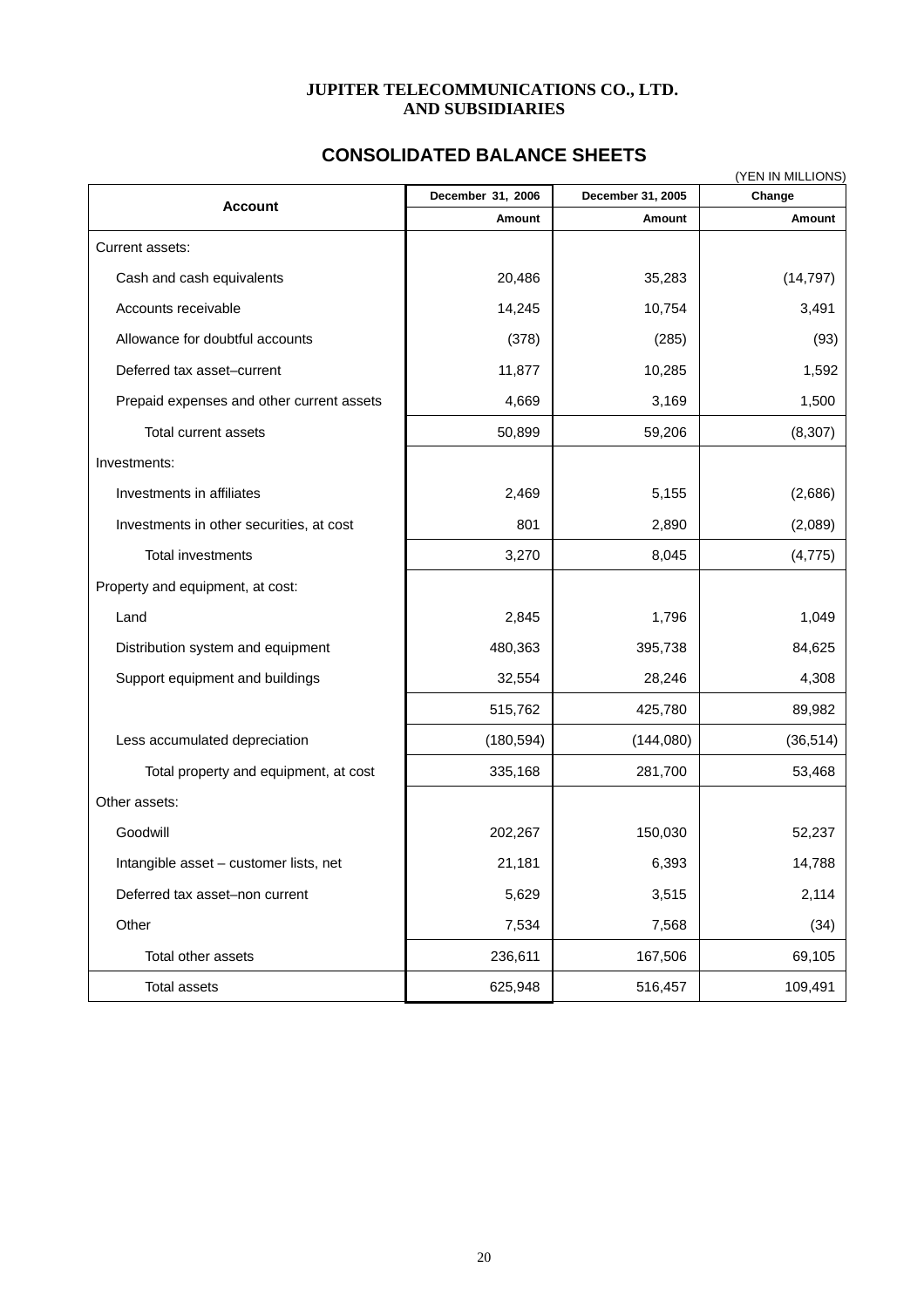**JUPITER TELECOMMUNICATIONS CO., LTD.**
**AND SUBSIDIARIES**

## CONSOLIDATED BALANCE SHEETS

(YEN IN MILLIONS)

| Account | December 31, 2006 | December 31, 2005 | Change |
|---|---|---|---|
| | Amount | Amount | Amount |
| Current assets: | | | |
| Cash and cash equivalents | 20,486 | 35,283 | (14,797) |
| Accounts receivable | 14,245 | 10,754 | 3,491 |
| Allowance for doubtful accounts | (378) | (285) | (93) |
| Deferred tax asset–current | 11,877 | 10,285 | 1,592 |
| Prepaid expenses and other current assets | 4,669 | 3,169 | 1,500 |
| Total current assets | 50,899 | 59,206 | (8,307) |
| Investments: | | | |
| Investments in affiliates | 2,469 | 5,155 | (2,686) |
| Investments in other securities, at cost | 801 | 2,890 | (2,089) |
| Total investments | 3,270 | 8,045 | (4,775) |
| Property and equipment, at cost: | | | |
| Land | 2,845 | 1,796 | 1,049 |
| Distribution system and equipment | 480,363 | 395,738 | 84,625 |
| Support equipment and buildings | 32,554 | 28,246 | 4,308 |
| | 515,762 | 425,780 | 89,982 |
| Less accumulated depreciation | (180,594) | (144,080) | (36,514) |
| Total property and equipment, at cost | 335,168 | 281,700 | 53,468 |
| Other assets: | | | |
| Goodwill | 202,267 | 150,030 | 52,237 |
| Intangible asset – customer lists, net | 21,181 | 6,393 | 14,788 |
| Deferred tax asset–non current | 5,629 | 3,515 | 2,114 |
| Other | 7,534 | 7,568 | (34) |
| Total other assets | 236,611 | 167,506 | 69,105 |
| Total assets | 625,948 | 516,457 | 109,491 |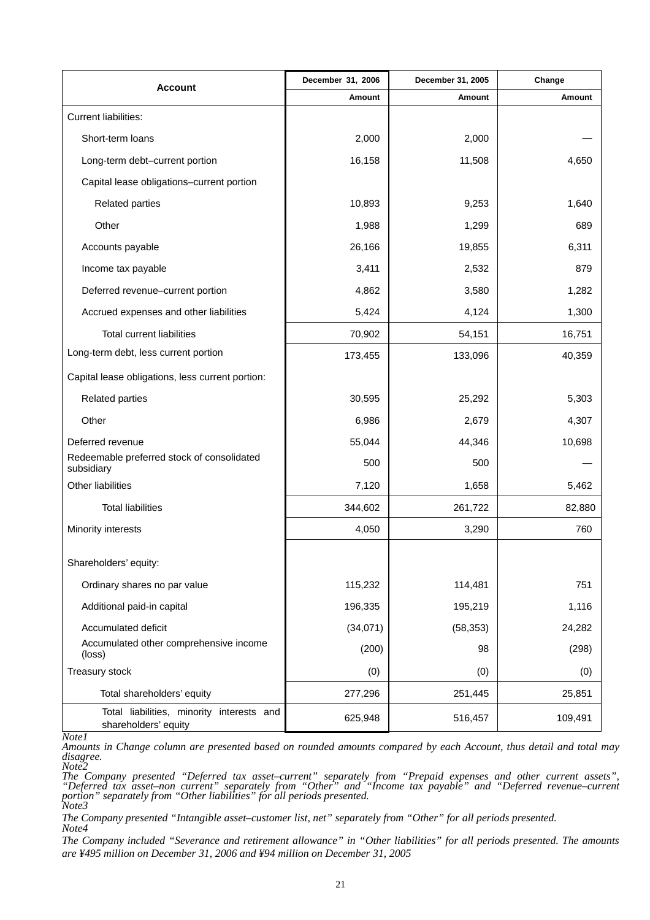| Account | December 31, 2006 | December 31, 2005 | Change |
|---|---|---|---|
| | Amount | Amount | Amount |
| Current liabilities: | | | |
| Short-term loans | 2,000 | 2,000 | — |
| Long-term debt–current portion | 16,158 | 11,508 | 4,650 |
| Capital lease obligations–current portion | | | |
| Related parties | 10,893 | 9,253 | 1,640 |
| Other | 1,988 | 1,299 | 689 |
| Accounts payable | 26,166 | 19,855 | 6,311 |
| Income tax payable | 3,411 | 2,532 | 879 |
| Deferred revenue–current portion | 4,862 | 3,580 | 1,282 |
| Accrued expenses and other liabilities | 5,424 | 4,124 | 1,300 |
| Total current liabilities | 70,902 | 54,151 | 16,751 |
| Long-term debt, less current portion | 173,455 | 133,096 | 40,359 |
| Capital lease obligations, less current portion: | | | |
| Related parties | 30,595 | 25,292 | 5,303 |
| Other | 6,986 | 2,679 | 4,307 |
| Deferred revenue | 55,044 | 44,346 | 10,698 |
| Redeemable preferred stock of consolidated subsidiary | 500 | 500 | — |
| Other liabilities | 7,120 | 1,658 | 5,462 |
| Total liabilities | 344,602 | 261,722 | 82,880 |
| Minority interests | 4,050 | 3,290 | 760 |
| Shareholders' equity: | | | |
| Ordinary shares no par value | 115,232 | 114,481 | 751 |
| Additional paid-in capital | 196,335 | 195,219 | 1,116 |
| Accumulated deficit | (34,071) | (58,353) | 24,282 |
| Accumulated other comprehensive income (loss) | (200) | 98 | (298) |
| Treasury stock | (0) | (0) | (0) |
| Total shareholders' equity | 277,296 | 251,445 | 25,851 |
| Total liabilities, minority interests and shareholders' equity | 625,948 | 516,457 | 109,491 |

*Note1*

*Amounts in Change column are presented based on rounded amounts compared by each Account, thus detail and total may disagree.*

*Note2*

*The Company presented "Deferred tax asset–current" separately from "Prepaid expenses and other current assets", "Deferred tax asset–non current" separately from "Other" and "Income tax payable" and "Deferred revenue–current portion" separately from "Other liabilities" for all periods presented.*

*Note3*

*The Company presented "Intangible asset–customer list, net" separately from "Other" for all periods presented.*

*Note4*

*The Company included "Severance and retirement allowance" in "Other liabilities" for all periods presented. The amounts are ¥495 million on December 31, 2006 and ¥94 million on December 31, 2005*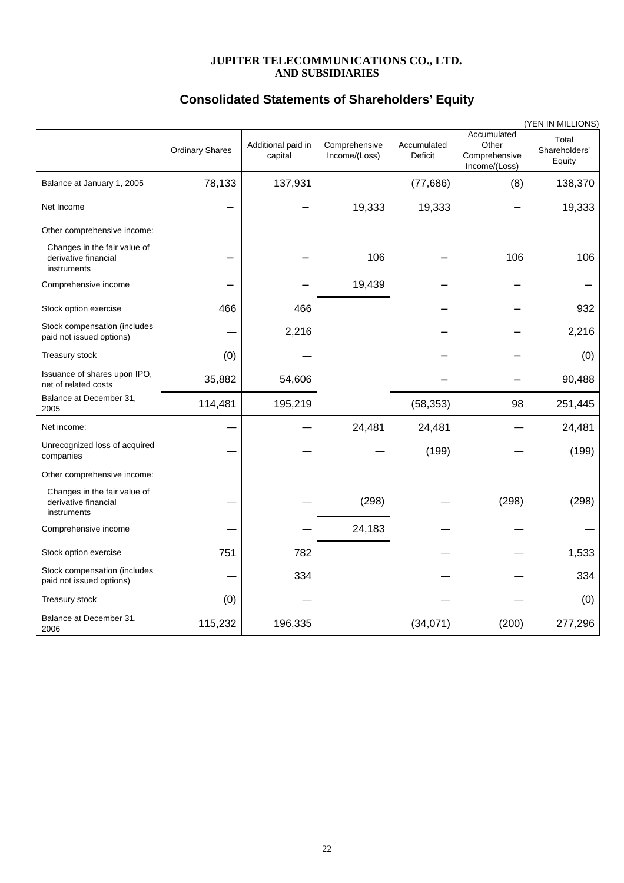**JUPITER TELECOMMUNICATIONS CO., LTD.**
**AND SUBSIDIARIES**

# Consolidated Statements of Shareholders' Equity

(YEN IN MILLIONS)

| | Ordinary Shares | Additional paid in capital | Comprehensive Income/(Loss) | Accumulated Deficit | Accumulated Other Comprehensive Income/(Loss) | Total Shareholders' Equity |
|---|---|---|---|---|---|---|
| Balance at January 1, 2005 | 78,133 | 137,931 | | (77,686) | (8) | 138,370 |
| Net Income | – | – | 19,333 | 19,333 | – | 19,333 |
| Other comprehensive income: | | | | | | |
| Changes in the fair value of derivative financial instruments | – | – | 106 | – | 106 | 106 |
| Comprehensive income | – | – | 19,439 | – | – | – |
| Stock option exercise | 466 | 466 | | – | – | 932 |
| Stock compensation (includes paid not issued options) | — | 2,216 | | – | – | 2,216 |
| Treasury stock | (0) | — | | – | – | (0) |
| Issuance of shares upon IPO, net of related costs | 35,882 | 54,606 | | – | – | 90,488 |
| Balance at December 31, 2005 | 114,481 | 195,219 | | (58,353) | 98 | 251,445 |
| Net income: | — | — | 24,481 | 24,481 | — | 24,481 |
| Unrecognized loss of acquired companies | — | — | — | (199) | — | (199) |
| Other comprehensive income: | | | | | | |
| Changes in the fair value of derivative financial instruments | — | — | (298) | — | (298) | (298) |
| Comprehensive income | — | — | 24,183 | — | — | — |
| Stock option exercise | 751 | 782 | | — | — | 1,533 |
| Stock compensation (includes paid not issued options) | — | 334 | | — | — | 334 |
| Treasury stock | (0) | — | | — | — | (0) |
| Balance at December 31, 2006 | 115,232 | 196,335 | | (34,071) | (200) | 277,296 |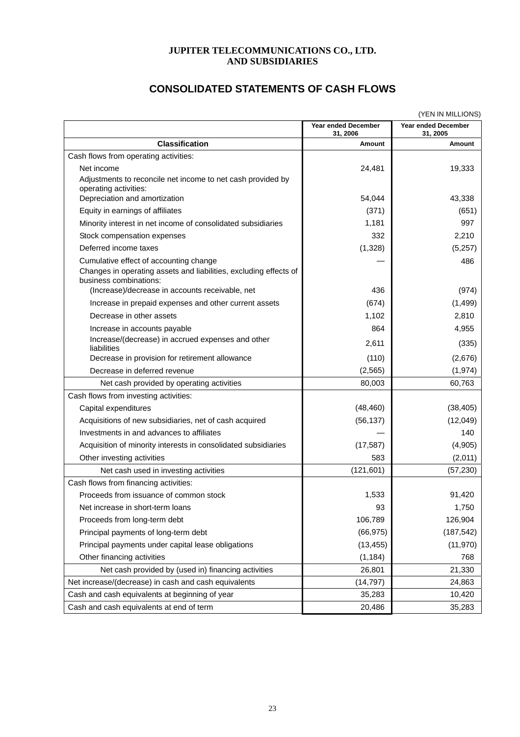**JUPITER TELECOMMUNICATIONS CO., LTD.**
**AND SUBSIDIARIES**

## CONSOLIDATED STATEMENTS OF CASH FLOWS

(YEN IN MILLIONS)

| Classification | Year ended December 31, 2006<br>Amount | Year ended December 31, 2005<br>Amount |
|---|---|---|
| Cash flows from operating activities: | | |
| Net income | 24,481 | 19,333 |
| Adjustments to reconcile net income to net cash provided by operating activities: | | |
| Depreciation and amortization | 54,044 | 43,338 |
| Equity in earnings of affiliates | (371) | (651) |
| Minority interest in net income of consolidated subsidiaries | 1,181 | 997 |
| Stock compensation expenses | 332 | 2,210 |
| Deferred income taxes | (1,328) | (5,257) |
| Cumulative effect of accounting change | — | 486 |
| Changes in operating assets and liabilities, excluding effects of business combinations: | | |
| (Increase)/decrease in accounts receivable, net | 436 | (974) |
| Increase in prepaid expenses and other current assets | (674) | (1,499) |
| Decrease in other assets | 1,102 | 2,810 |
| Increase in accounts payable | 864 | 4,955 |
| Increase/(decrease) in accrued expenses and other liabilities | 2,611 | (335) |
| Decrease in provision for retirement allowance | (110) | (2,676) |
| Decrease in deferred revenue | (2,565) | (1,974) |
| Net cash provided by operating activities | 80,003 | 60,763 |
| Cash flows from investing activities: | | |
| Capital expenditures | (48,460) | (38,405) |
| Acquisitions of new subsidiaries, net of cash acquired | (56,137) | (12,049) |
| Investments in and advances to affiliates | — | 140 |
| Acquisition of minority interests in consolidated subsidiaries | (17,587) | (4,905) |
| Other investing activities | 583 | (2,011) |
| Net cash used in investing activities | (121,601) | (57,230) |
| Cash flows from financing activities: | | |
| Proceeds from issuance of common stock | 1,533 | 91,420 |
| Net increase in short-term loans | 93 | 1,750 |
| Proceeds from long-term debt | 106,789 | 126,904 |
| Principal payments of long-term debt | (66,975) | (187,542) |
| Principal payments under capital lease obligations | (13,455) | (11,970) |
| Other financing activities | (1,184) | 768 |
| Net cash provided by (used in) financing activities | 26,801 | 21,330 |
| Net increase/(decrease) in cash and cash equivalents | (14,797) | 24,863 |
| Cash and cash equivalents at beginning of year | 35,283 | 10,420 |
| Cash and cash equivalents at end of term | 20,486 | 35,283 |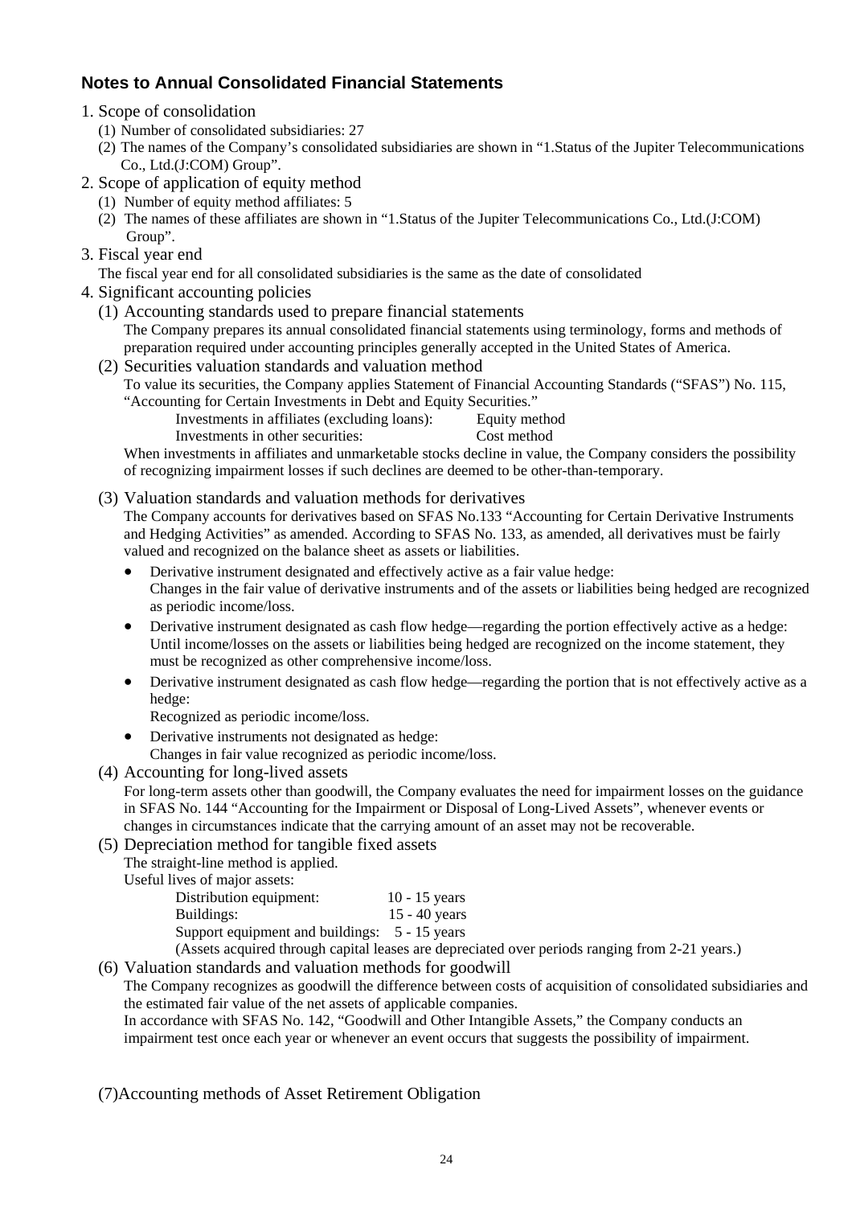## Notes to Annual Consolidated Financial Statements

1. Scope of consolidation
   (1) Number of consolidated subsidiaries: 27
   (2) The names of the Company's consolidated subsidiaries are shown in "1.Status of the Jupiter Telecommunications Co., Ltd.(J:COM) Group".
2. Scope of application of equity method
   (1) Number of equity method affiliates: 5
   (2) The names of these affiliates are shown in "1.Status of the Jupiter Telecommunications Co., Ltd.(J:COM) Group".
3. Fiscal year end
   The fiscal year end for all consolidated subsidiaries is the same as the date of consolidated
4. Significant accounting policies
   (1) Accounting standards used to prepare financial statements
   The Company prepares its annual consolidated financial statements using terminology, forms and methods of preparation required under accounting principles generally accepted in the United States of America.
   (2) Securities valuation standards and valuation method
   To value its securities, the Company applies Statement of Financial Accounting Standards ("SFAS") No. 115, "Accounting for Certain Investments in Debt and Equity Securities."

   | | |
   |---|---|
   | Investments in affiliates (excluding loans): | Equity method |
   | Investments in other securities: | Cost method |

   When investments in affiliates and unmarketable stocks decline in value, the Company considers the possibility of recognizing impairment losses if such declines are deemed to be other-than-temporary.

   (3) Valuation standards and valuation methods for derivatives
   The Company accounts for derivatives based on SFAS No.133 "Accounting for Certain Derivative Instruments and Hedging Activities" as amended. According to SFAS No. 133, as amended, all derivatives must be fairly valued and recognized on the balance sheet as assets or liabilities.
   - Derivative instrument designated and effectively active as a fair value hedge:
     Changes in the fair value of derivative instruments and of the assets or liabilities being hedged are recognized as periodic income/loss.
   - Derivative instrument designated as cash flow hedge—regarding the portion effectively active as a hedge:
     Until income/losses on the assets or liabilities being hedged are recognized on the income statement, they must be recognized as other comprehensive income/loss.
   - Derivative instrument designated as cash flow hedge—regarding the portion that is not effectively active as a hedge:
     Recognized as periodic income/loss.
   - Derivative instruments not designated as hedge:
     Changes in fair value recognized as periodic income/loss.

   (4) Accounting for long-lived assets
   For long-term assets other than goodwill, the Company evaluates the need for impairment losses on the guidance in SFAS No. 144 "Accounting for the Impairment or Disposal of Long-Lived Assets", whenever events or changes in circumstances indicate that the carrying amount of an asset may not be recoverable.
   (5) Depreciation method for tangible fixed assets
   The straight-line method is applied.
   Useful lives of major assets:

   | | |
   |---|---|
   | Distribution equipment: | 10 - 15 years |
   | Buildings: | 15 - 40 years |
   | Support equipment and buildings: | 5 - 15 years |

   (Assets acquired through capital leases are depreciated over periods ranging from 2-21 years.)
   (6) Valuation standards and valuation methods for goodwill
   The Company recognizes as goodwill the difference between costs of acquisition of consolidated subsidiaries and the estimated fair value of the net assets of applicable companies.
   In accordance with SFAS No. 142, "Goodwill and Other Intangible Assets," the Company conducts an impairment test once each year or whenever an event occurs that suggests the possibility of impairment.

   (7)Accounting methods of Asset Retirement Obligation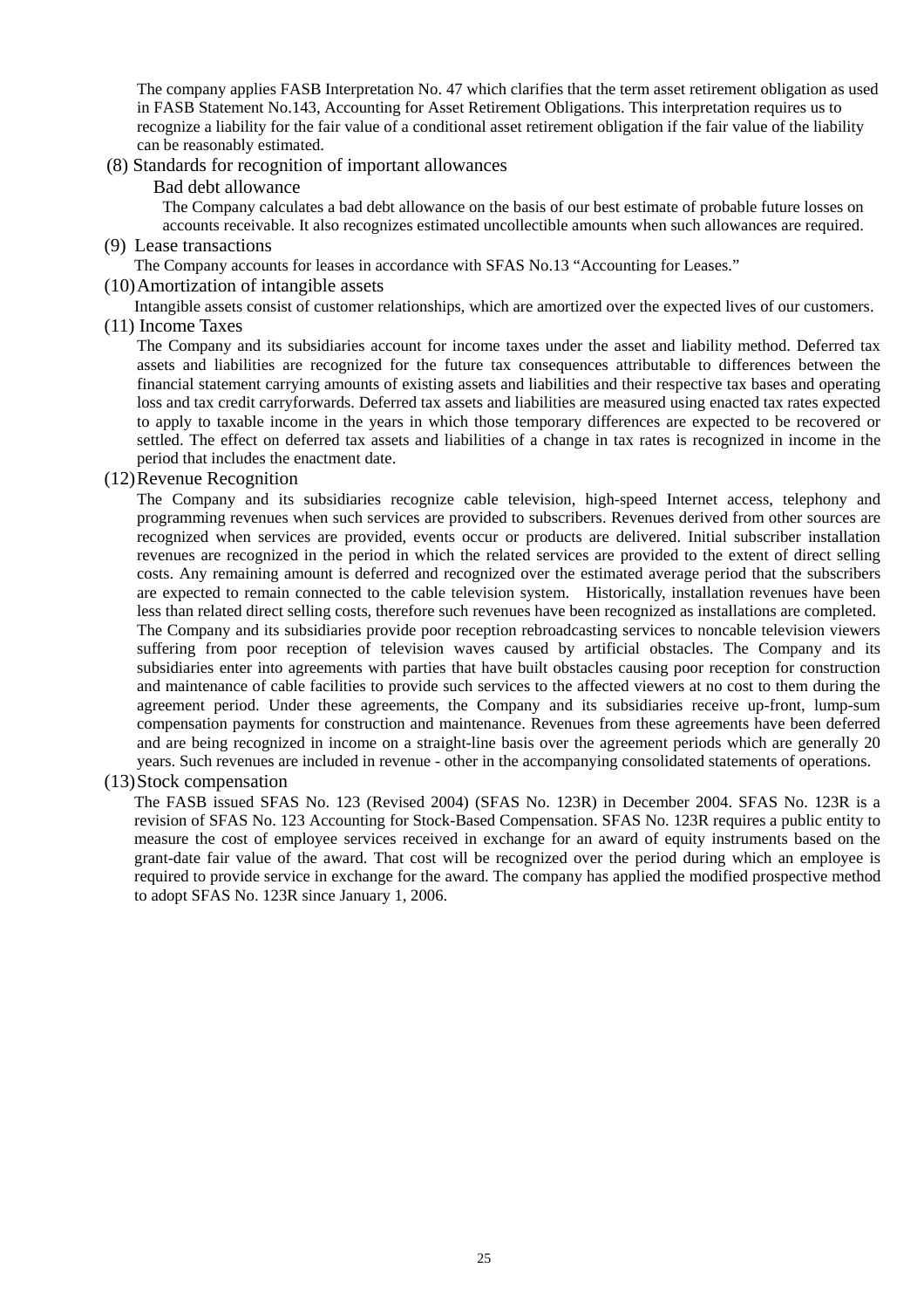The company applies FASB Interpretation No. 47 which clarifies that the term asset retirement obligation as used in FASB Statement No.143, Accounting for Asset Retirement Obligations. This interpretation requires us to recognize a liability for the fair value of a conditional asset retirement obligation if the fair value of the liability can be reasonably estimated.

(8) Standards for recognition of important allowances

Bad debt allowance

The Company calculates a bad debt allowance on the basis of our best estimate of probable future losses on accounts receivable. It also recognizes estimated uncollectible amounts when such allowances are required.

(9) Lease transactions

The Company accounts for leases in accordance with SFAS No.13 “Accounting for Leases.”

(10) Amortization of intangible assets

Intangible assets consist of customer relationships, which are amortized over the expected lives of our customers.

(11) Income Taxes

The Company and its subsidiaries account for income taxes under the asset and liability method. Deferred tax assets and liabilities are recognized for the future tax consequences attributable to differences between the financial statement carrying amounts of existing assets and liabilities and their respective tax bases and operating loss and tax credit carryforwards. Deferred tax assets and liabilities are measured using enacted tax rates expected to apply to taxable income in the years in which those temporary differences are expected to be recovered or settled. The effect on deferred tax assets and liabilities of a change in tax rates is recognized in income in the period that includes the enactment date.

(12) Revenue Recognition

The Company and its subsidiaries recognize cable television, high-speed Internet access, telephony and programming revenues when such services are provided to subscribers. Revenues derived from other sources are recognized when services are provided, events occur or products are delivered. Initial subscriber installation revenues are recognized in the period in which the related services are provided to the extent of direct selling costs. Any remaining amount is deferred and recognized over the estimated average period that the subscribers are expected to remain connected to the cable television system. Historically, installation revenues have been less than related direct selling costs, therefore such revenues have been recognized as installations are completed.
The Company and its subsidiaries provide poor reception rebroadcasting services to noncable television viewers suffering from poor reception of television waves caused by artificial obstacles. The Company and its subsidiaries enter into agreements with parties that have built obstacles causing poor reception for construction and maintenance of cable facilities to provide such services to the affected viewers at no cost to them during the agreement period. Under these agreements, the Company and its subsidiaries receive up-front, lump-sum compensation payments for construction and maintenance. Revenues from these agreements have been deferred and are being recognized in income on a straight-line basis over the agreement periods which are generally 20 years. Such revenues are included in revenue - other in the accompanying consolidated statements of operations.

(13) Stock compensation

The FASB issued SFAS No. 123 (Revised 2004) (SFAS No. 123R) in December 2004. SFAS No. 123R is a revision of SFAS No. 123 Accounting for Stock-Based Compensation. SFAS No. 123R requires a public entity to measure the cost of employee services received in exchange for an award of equity instruments based on the grant-date fair value of the award. That cost will be recognized over the period during which an employee is required to provide service in exchange for the award. The company has applied the modified prospective method to adopt SFAS No. 123R since January 1, 2006.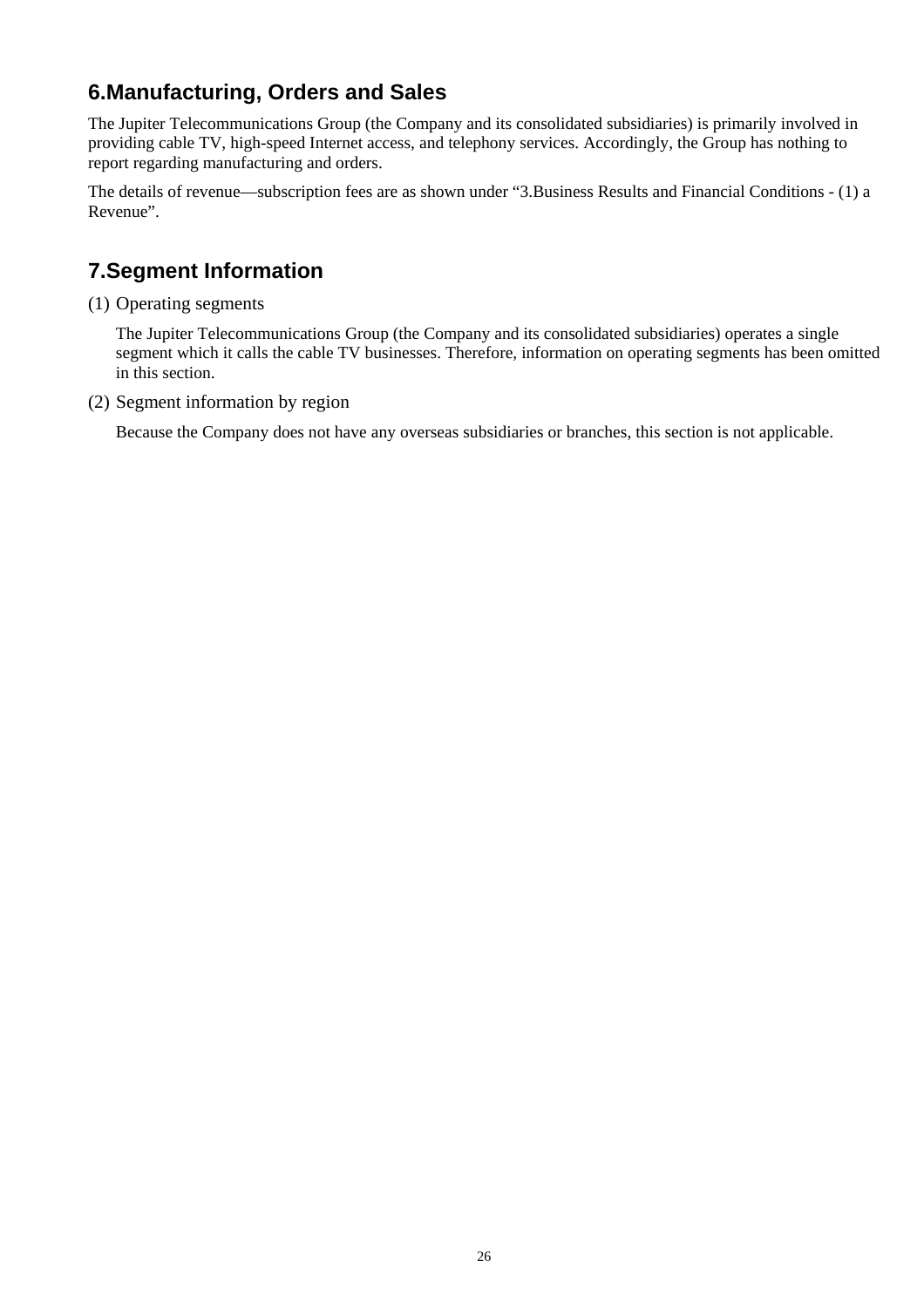## 6.Manufacturing, Orders and Sales

The Jupiter Telecommunications Group (the Company and its consolidated subsidiaries) is primarily involved in providing cable TV, high-speed Internet access, and telephony services. Accordingly, the Group has nothing to report regarding manufacturing and orders.

The details of revenue—subscription fees are as shown under "3.Business Results and Financial Conditions - (1) a Revenue".

## 7.Segment Information

(1) Operating segments

The Jupiter Telecommunications Group (the Company and its consolidated subsidiaries) operates a single segment which it calls the cable TV businesses. Therefore, information on operating segments has been omitted in this section.

(2) Segment information by region

Because the Company does not have any overseas subsidiaries or branches, this section is not applicable.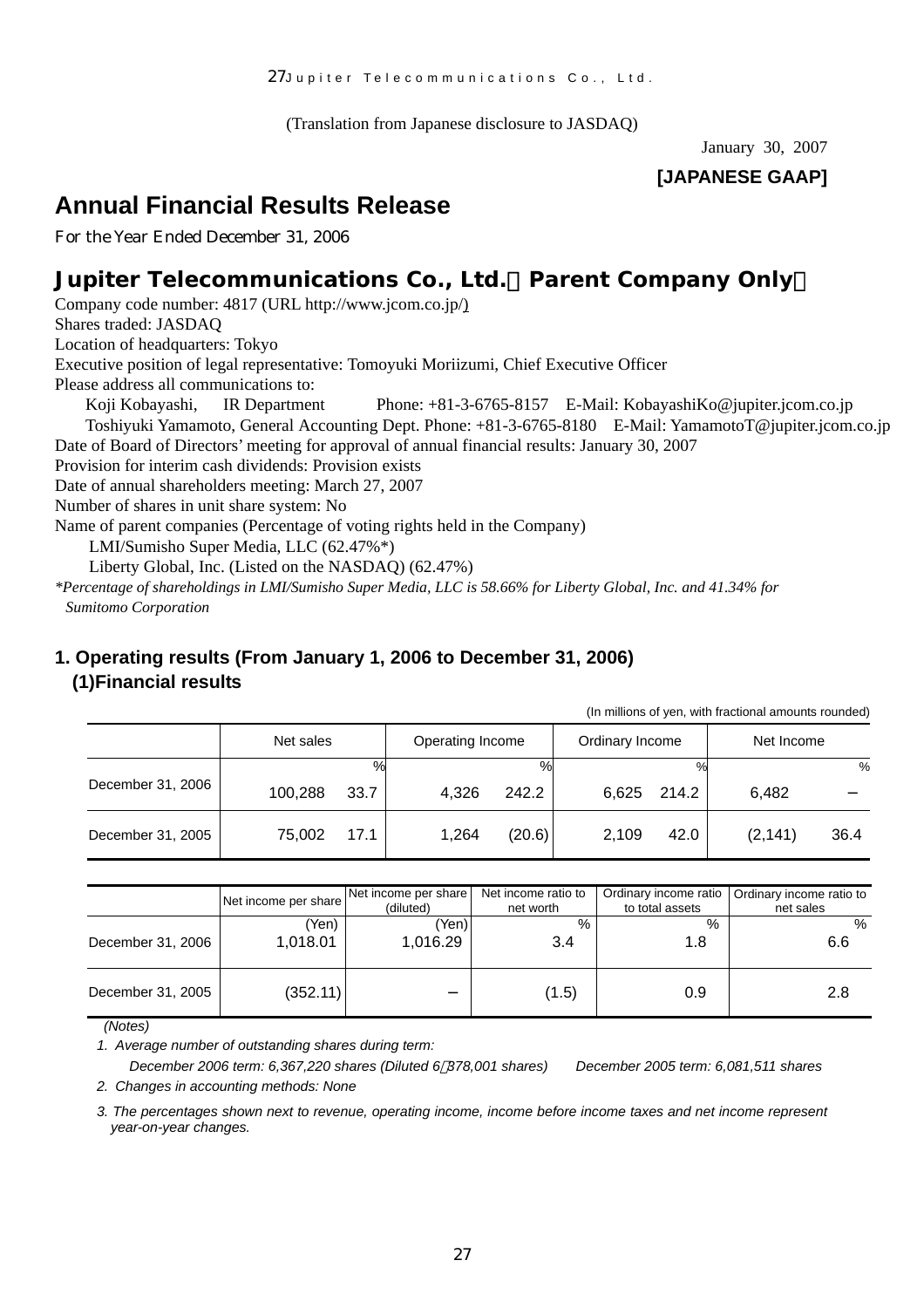(Translation from Japanese disclosure to JASDAQ)

January 30, 2007

**[JAPANESE GAAP]**

# Annual Financial Results Release

For the Year Ended December 31, 2006

## Jupiter Telecommunications Co., Ltd.（Parent Company Only）

Company code number: 4817 (URL http://www.jcom.co.jp/)
Shares traded: JASDAQ
Location of headquarters: Tokyo
Executive position of legal representative: Tomoyuki Moriizumi, Chief Executive Officer
Please address all communications to:
Koji Kobayashi, IR Department Phone: +81-3-6765-8157 E-Mail: KobayashiKo@jupiter.jcom.co.jp
Toshiyuki Yamamoto, General Accounting Dept. Phone: +81-3-6765-8180 E-Mail: YamamotoT@jupiter.jcom.co.jp
Date of Board of Directors' meeting for approval of annual financial results: January 30, 2007
Provision for interim cash dividends: Provision exists
Date of annual shareholders meeting: March 27, 2007
Number of shares in unit share system: No
Name of parent companies (Percentage of voting rights held in the Company)
LMI/Sumisho Super Media, LLC (62.47%*)
Liberty Global, Inc. (Listed on the NASDAQ) (62.47%)

*\*Percentage of shareholdings in LMI/Sumisho Super Media, LLC is 58.66% for Liberty Global, Inc. and 41.34% for Sumitomo Corporation*

### 1. Operating results (From January 1, 2006 to December 31, 2006)

#### (1)Financial results

(In millions of yen, with fractional amounts rounded)

| | Net sales | % | Operating Income | % | Ordinary Income | % | Net Income | % |
|---|---|---|---|---|---|---|---|---|
| December 31, 2006 | 100,288 | 33.7 | 4,326 | 242.2 | 6,625 | 214.2 | 6,482 | − |
| December 31, 2005 | 75,002 | 17.1 | 1,264 | (20.6) | 2,109 | 42.0 | (2,141) | 36.4 |

| | Net income per share | Net income per share (diluted) | Net income ratio to net worth | Ordinary income ratio to total assets | Ordinary income ratio to net sales |
|---|---|---|---|---|---|
| | (Yen) | (Yen) | % | % | % |
| December 31, 2006 | 1,018.01 | 1,016.29 | 3.4 | 1.8 | 6.6 |
| December 31, 2005 | (352.11) | − | (1.5) | 0.9 | 2.8 |

*(Notes)*

1. *Average number of outstanding shares during term:*
   *December 2006 term: 6,367,220 shares (Diluted 6,378,001 shares) December 2005 term: 6,081,511 shares*
2. *Changes in accounting methods: None*
3. *The percentages shown next to revenue, operating income, income before income taxes and net income represent year-on-year changes.*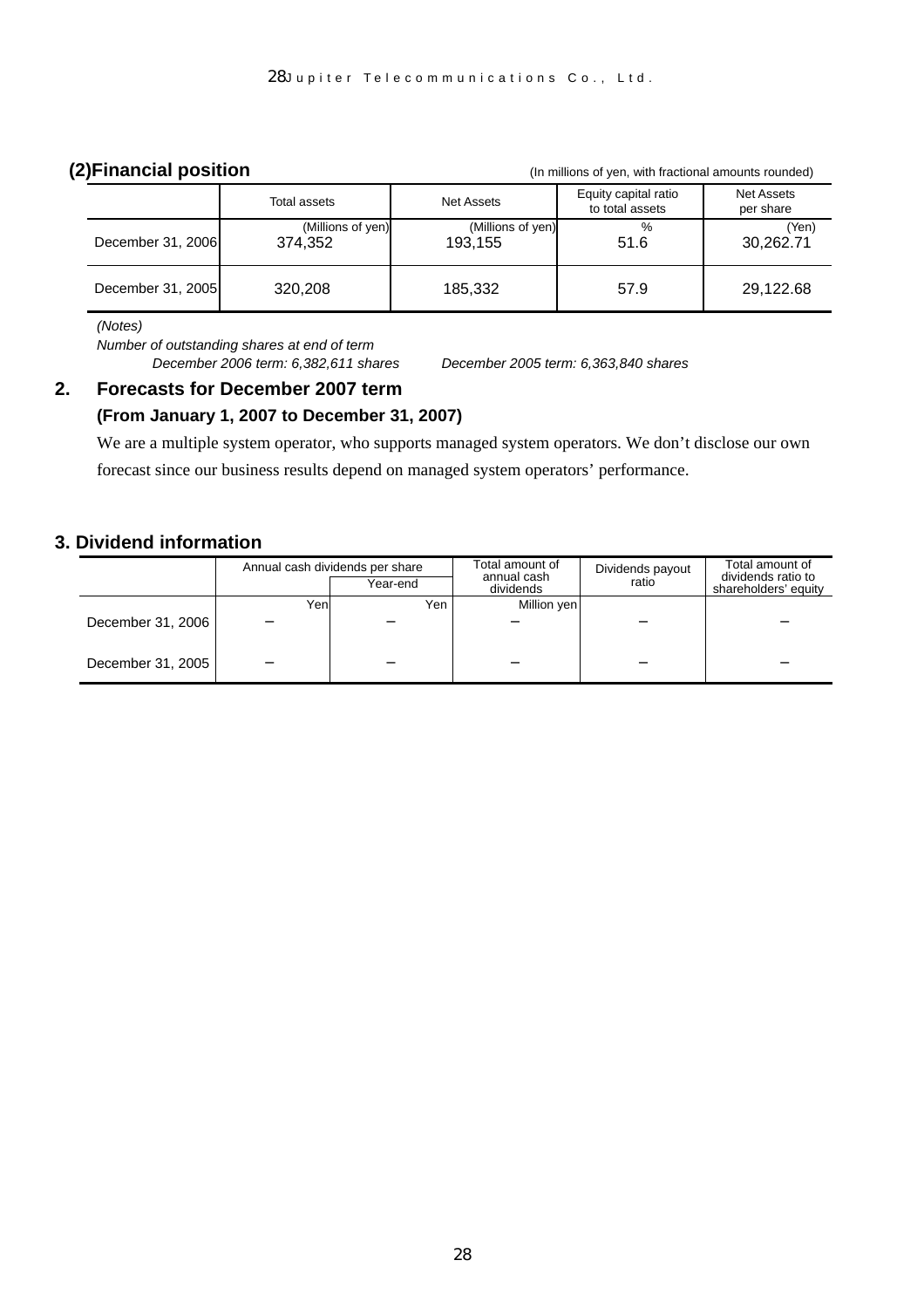## (2)Financial position

(In millions of yen, with fractional amounts rounded)

| | Total assets | Net Assets | Equity capital ratio to total assets | Net Assets per share |
|---|---|---|---|---|
| | (Millions of yen) | (Millions of yen) | % | (Yen) |
| December 31, 2006 | 374,352 | 193,155 | 51.6 | 30,262.71 |
| December 31, 2005 | 320,208 | 185,332 | 57.9 | 29,122.68 |

*(Notes)*

*Number of outstanding shares at end of term*

*December 2006 term: 6,382,611 shares December 2005 term: 6,363,840 shares*

## 2. Forecasts for December 2007 term

### (From January 1, 2007 to December 31, 2007)

We are a multiple system operator, who supports managed system operators. We don't disclose our own forecast since our business results depend on managed system operators' performance.

## 3. Dividend information

| | Annual cash dividends per share | | Total amount of annual cash dividends | Dividends payout ratio | Total amount of dividends ratio to shareholders' equity |
|---|---|---|---|---|---|
| | | Year-end | | | |
| | Yen | Yen | Million yen | | |
| December 31, 2006 | − | − | − | − | − |
| December 31, 2005 | − | − | − | − | − |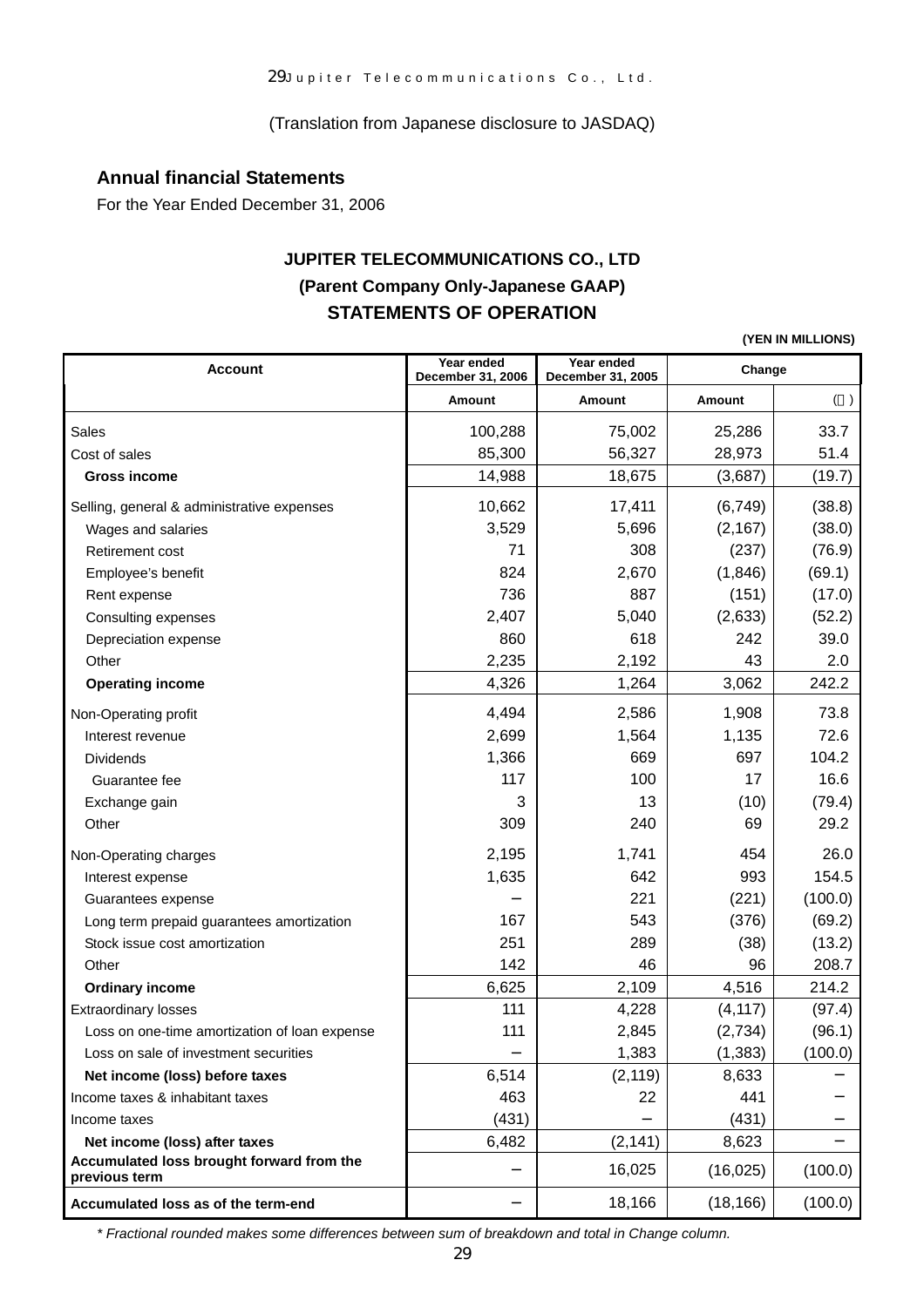(Translation from Japanese disclosure to JASDAQ)

## Annual financial Statements

For the Year Ended December 31, 2006

### JUPITER TELECOMMUNICATIONS CO., LTD
### (Parent Company Only-Japanese GAAP)
### STATEMENTS OF OPERATION

(YEN IN MILLIONS)

| Account | Year ended December 31, 2006 | Year ended December 31, 2005 | Change | |
|---|---|---|---|---|
| | Amount | Amount | Amount | (％) |
| Sales | 100,288 | 75,002 | 25,286 | 33.7 |
| Cost of sales | 85,300 | 56,327 | 28,973 | 51.4 |
| **Gross income** | 14,988 | 18,675 | (3,687) | (19.7) |
| Selling, general & administrative expenses | 10,662 | 17,411 | (6,749) | (38.8) |
| Wages and salaries | 3,529 | 5,696 | (2,167) | (38.0) |
| Retirement cost | 71 | 308 | (237) | (76.9) |
| Employee's benefit | 824 | 2,670 | (1,846) | (69.1) |
| Rent expense | 736 | 887 | (151) | (17.0) |
| Consulting expenses | 2,407 | 5,040 | (2,633) | (52.2) |
| Depreciation expense | 860 | 618 | 242 | 39.0 |
| Other | 2,235 | 2,192 | 43 | 2.0 |
| **Operating income** | 4,326 | 1,264 | 3,062 | 242.2 |
| Non-Operating profit | 4,494 | 2,586 | 1,908 | 73.8 |
| Interest revenue | 2,699 | 1,564 | 1,135 | 72.6 |
| Dividends | 1,366 | 669 | 697 | 104.2 |
| Guarantee fee | 117 | 100 | 17 | 16.6 |
| Exchange gain | 3 | 13 | (10) | (79.4) |
| Other | 309 | 240 | 69 | 29.2 |
| Non-Operating charges | 2,195 | 1,741 | 454 | 26.0 |
| Interest expense | 1,635 | 642 | 993 | 154.5 |
| Guarantees expense | − | 221 | (221) | (100.0) |
| Long term prepaid guarantees amortization | 167 | 543 | (376) | (69.2) |
| Stock issue cost amortization | 251 | 289 | (38) | (13.2) |
| Other | 142 | 46 | 96 | 208.7 |
| **Ordinary income** | 6,625 | 2,109 | 4,516 | 214.2 |
| Extraordinary losses | 111 | 4,228 | (4,117) | (97.4) |
| Loss on one-time amortization of loan expense | 111 | 2,845 | (2,734) | (96.1) |
| Loss on sale of investment securities | − | 1,383 | (1,383) | (100.0) |
| **Net income (loss) before taxes** | 6,514 | (2,119) | 8,633 | − |
| Income taxes & inhabitant taxes | 463 | 22 | 441 | − |
| Income taxes | (431) | − | (431) | − |
| **Net income (loss) after taxes** | 6,482 | (2,141) | 8,623 | − |
| **Accumulated loss brought forward from the previous term** | − | 16,025 | (16,025) | (100.0) |
| **Accumulated loss as of the term-end** | − | 18,166 | (18,166) | (100.0) |

*\* Fractional rounded makes some differences between sum of breakdown and total in Change column.*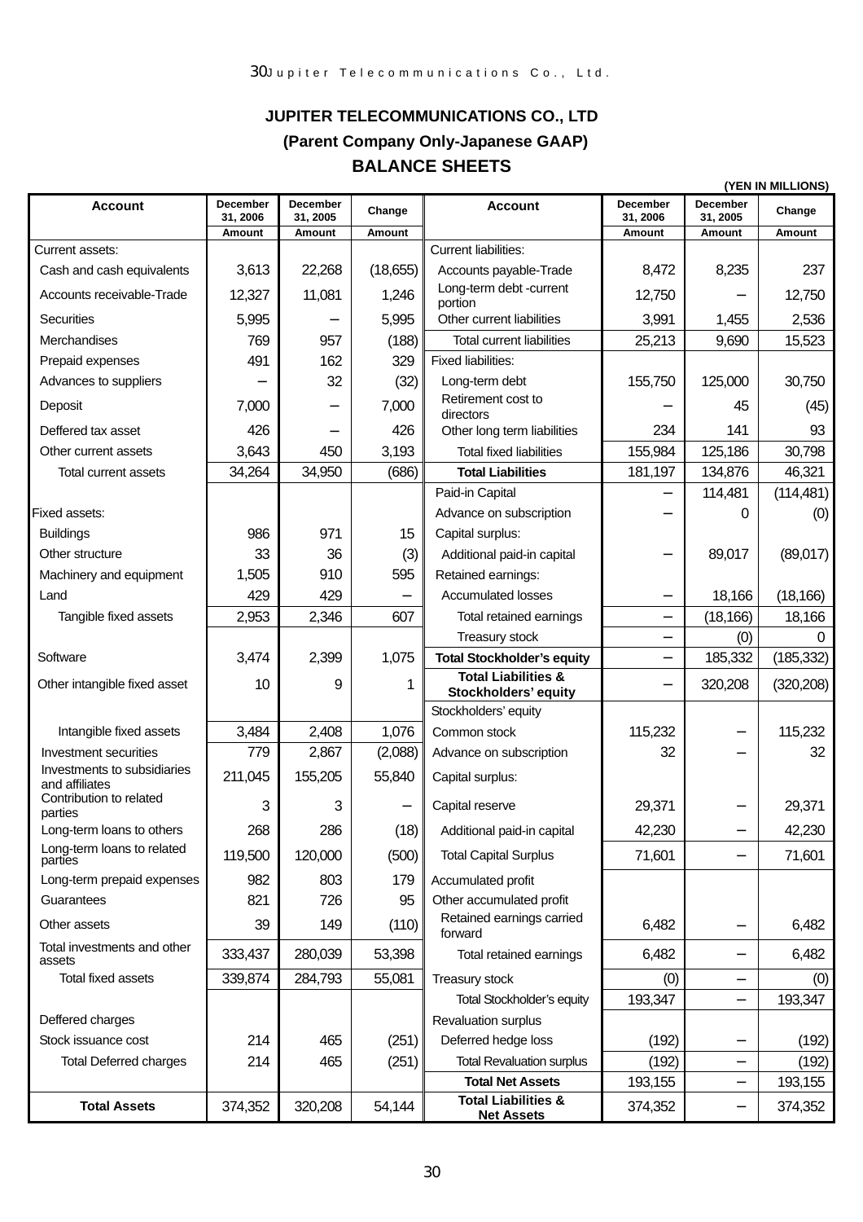**JUPITER TELECOMMUNICATIONS CO., LTD**

**(Parent Company Only-Japanese GAAP)**

**BALANCE SHEETS**

(YEN IN MILLIONS)

| Account | December 31, 2006 | December 31, 2005 | Change | Account | December 31, 2006 | December 31, 2005 | Change |
|---|---|---|---|---|---|---|---|
| | Amount | Amount | Amount | | Amount | Amount | Amount |
| Current assets: | | | | Current liabilities: | | | |
| Cash and cash equivalents | 3,613 | 22,268 | (18,655) | Accounts payable-Trade | 8,472 | 8,235 | 237 |
| Accounts receivable-Trade | 12,327 | 11,081 | 1,246 | Long-term debt -current portion | 12,750 | – | 12,750 |
| Securities | 5,995 | – | 5,995 | Other current liabilities | 3,991 | 1,455 | 2,536 |
| Merchandises | 769 | 957 | (188) | Total current liabilities | 25,213 | 9,690 | 15,523 |
| Prepaid expenses | 491 | 162 | 329 | Fixed liabilities: | | | |
| Advances to suppliers | – | 32 | (32) | Long-term debt | 155,750 | 125,000 | 30,750 |
| Deposit | 7,000 | – | 7,000 | Retirement cost to directors | – | 45 | (45) |
| Deffered tax asset | 426 | – | 426 | Other long term liabilities | 234 | 141 | 93 |
| Other current assets | 3,643 | 450 | 3,193 | Total fixed liabilities | 155,984 | 125,186 | 30,798 |
| Total current assets | 34,264 | 34,950 | (686) | **Total Liabilities** | 181,197 | 134,876 | 46,321 |
| | | | | Paid-in Capital | – | 114,481 | (114,481) |
| Fixed assets: | | | | Advance on subscription | – | 0 | (0) |
| Buildings | 986 | 971 | 15 | Capital surplus: | | | |
| Other structure | 33 | 36 | (3) | Additional paid-in capital | – | 89,017 | (89,017) |
| Machinery and equipment | 1,505 | 910 | 595 | Retained earnings: | | | |
| Land | 429 | 429 | – | Accumulated losses | – | 18,166 | (18,166) |
| Tangible fixed assets | 2,953 | 2,346 | 607 | Total retained earnings | – | (18,166) | 18,166 |
| | | | | Treasury stock | – | (0) | 0 |
| Software | 3,474 | 2,399 | 1,075 | **Total Stockholder's equity** | – | 185,332 | (185,332) |
| Other intangible fixed asset | 10 | 9 | 1 | **Total Liabilities & Stockholders' equity** | – | 320,208 | (320,208) |
| | | | | Stockholders' equity | | | |
| Intangible fixed assets | 3,484 | 2,408 | 1,076 | Common stock | 115,232 | – | 115,232 |
| Investment securities | 779 | 2,867 | (2,088) | Advance on subscription | 32 | – | 32 |
| Investments to subsidiaries and affiliates | 211,045 | 155,205 | 55,840 | Capital surplus: | | | |
| Contribution to related parties | 3 | 3 | – | Capital reserve | 29,371 | – | 29,371 |
| Long-term loans to others | 268 | 286 | (18) | Additional paid-in capital | 42,230 | – | 42,230 |
| Long-term loans to related parties | 119,500 | 120,000 | (500) | Total Capital Surplus | 71,601 | – | 71,601 |
| Long-term prepaid expenses | 982 | 803 | 179 | Accumulated profit | | | |
| Guarantees | 821 | 726 | 95 | Other accumulated profit | | | |
| Other assets | 39 | 149 | (110) | Retained earnings carried forward | 6,482 | – | 6,482 |
| Total investments and other assets | 333,437 | 280,039 | 53,398 | Total retained earnings | 6,482 | – | 6,482 |
| Total fixed assets | 339,874 | 284,793 | 55,081 | Treasury stock | (0) | – | (0) |
| | | | | Total Stockholder's equity | 193,347 | – | 193,347 |
| Deffered charges | | | | Revaluation surplus | | | |
| Stock issuance cost | 214 | 465 | (251) | Deferred hedge loss | (192) | – | (192) |
| Total Deferred charges | 214 | 465 | (251) | Total Revaluation surplus | (192) | – | (192) |
| | | | | **Total Net Assets** | 193,155 | – | 193,155 |
| **Total Assets** | 374,352 | 320,208 | 54,144 | **Total Liabilities & Net Assets** | 374,352 | – | 374,352 |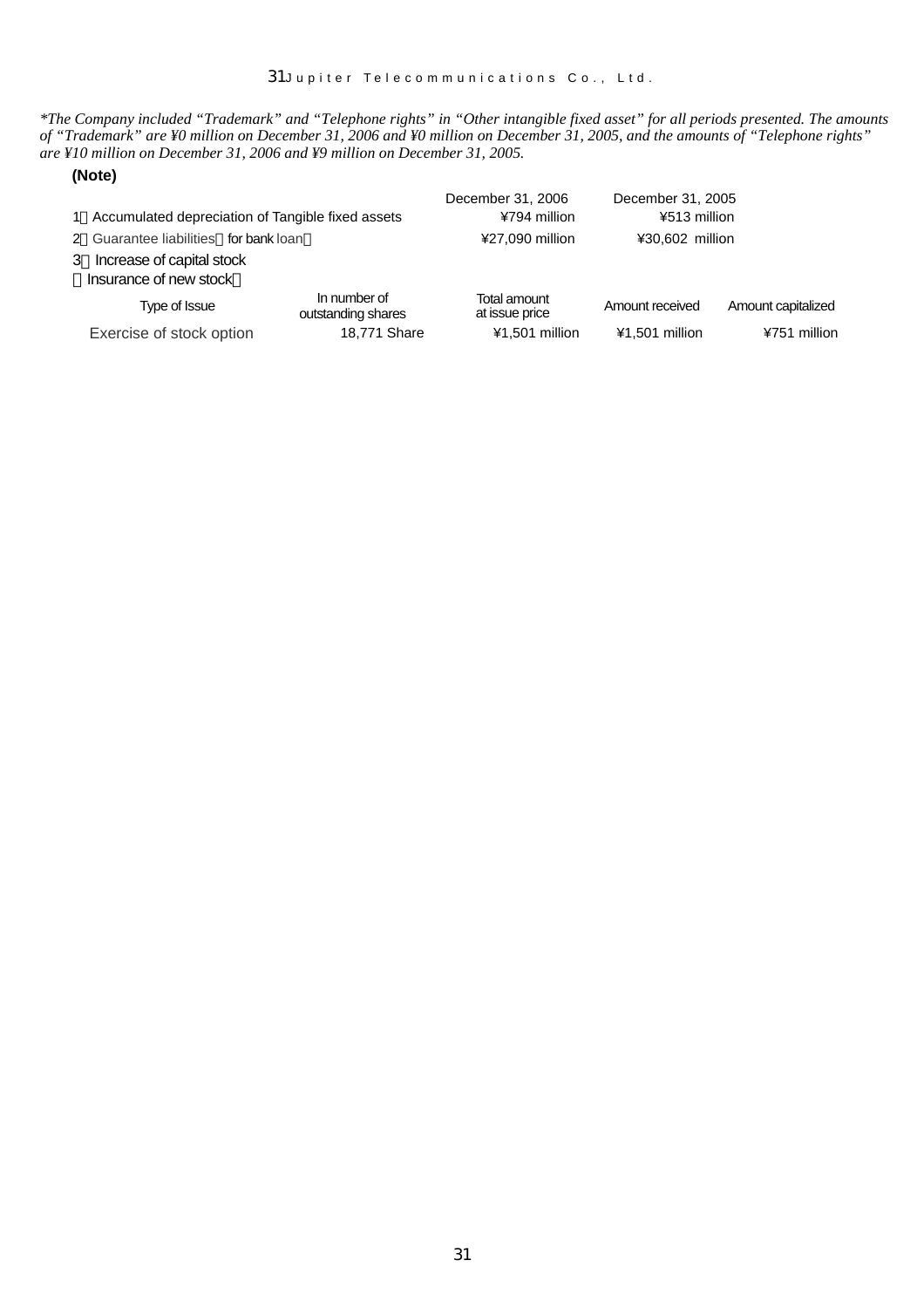*\*The Company included "Trademark" and "Telephone rights" in "Other intangible fixed asset" for all periods presented. The amounts of "Trademark" are ¥0 million on December 31, 2006 and ¥0 million on December 31, 2005, and the amounts of "Telephone rights" are ¥10 million on December 31, 2006 and ¥9 million on December 31, 2005.*

**(Note)**

| | December 31, 2006 | December 31, 2005 |
|---|---|---|
| 1 Accumulated depreciation of Tangible fixed assets | ¥794 million | ¥513 million |
| 2 Guarantee liabilities (for bank loan) | ¥27,090 million | ¥30,602 million |

3 Increase of capital stock
(Insurance of new stock)

| Type of Issue | In number of outstanding shares | Total amount at issue price | Amount received | Amount capitalized |
|---|---|---|---|---|
| Exercise of stock option | 18,771 Share | ¥1,501 million | ¥1,501 million | ¥751 million |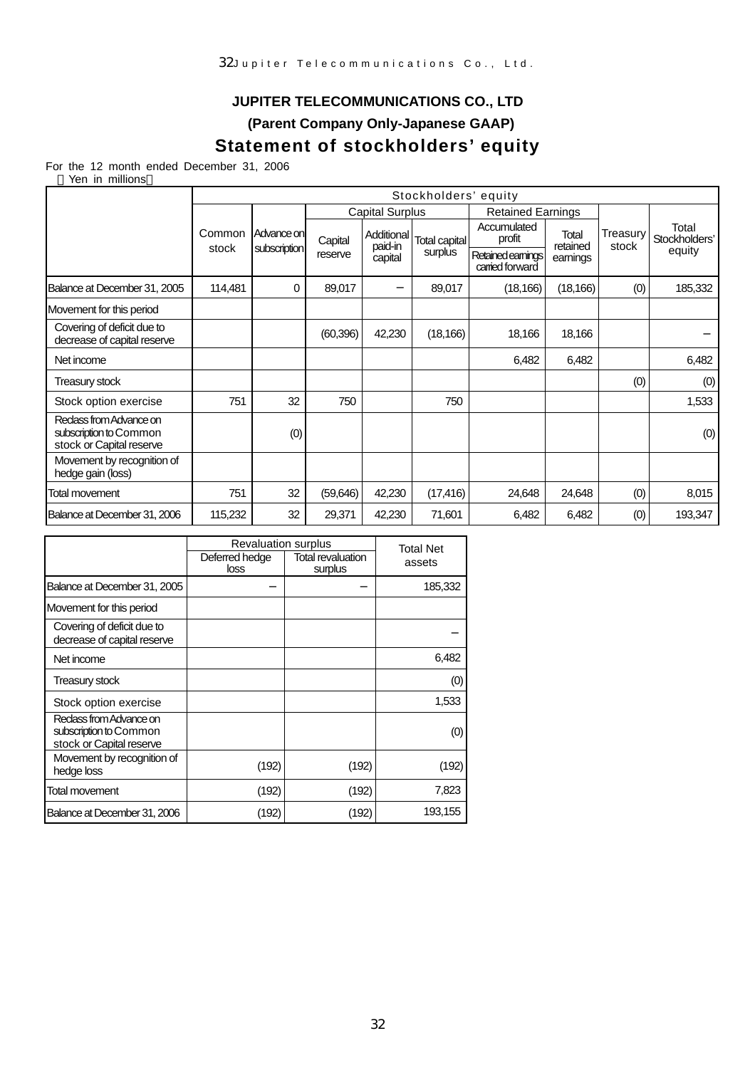**JUPITER TELECOMMUNICATIONS CO., LTD**

**(Parent Company Only-Japanese GAAP)**

## Statement of stockholders' equity

For the 12 month ended December 31, 2006

（Yen in millions）

| | Stockholders' equity | | | | | | | | |
|---|---|---|---|---|---|---|---|---|---|
| | Common stock | Advance on subscription | Capital Surplus | | | Retained Earnings | | Treasury stock | Total Stockholders' equity |
| | | | Capital reserve | Additional paid-in capital | Total capital surplus | Accumulated profit / Retained earnings carried forward | Total retained earnings | | |
| Balance at December 31, 2005 | 114,481 | 0 | 89,017 | − | 89,017 | (18,166) | (18,166) | (0) | 185,332 |
| Movement for this period | | | | | | | | | |
| Covering of deficit due to decrease of capital reserve | | | (60,396) | 42,230 | (18,166) | 18,166 | 18,166 | | − |
| Net income | | | | | | 6,482 | 6,482 | | 6,482 |
| Treasury stock | | | | | | | | (0) | (0) |
| Stock option exercise | 751 | 32 | 750 | | 750 | | | | 1,533 |
| Reclass from Advance on subscription to Common stock or Capital reserve | | (0) | | | | | | | (0) |
| Movement by recognition of hedge gain (loss) | | | | | | | | | |
| Total movement | 751 | 32 | (59,646) | 42,230 | (17,416) | 24,648 | 24,648 | (0) | 8,015 |
| Balance at December 31, 2006 | 115,232 | 32 | 29,371 | 42,230 | 71,601 | 6,482 | 6,482 | (0) | 193,347 |

| | Revaluation surplus | | Total Net assets |
|---|---|---|---|
| | Deferred hedge loss | Total revaluation surplus | |
| Balance at December 31, 2005 | − | − | 185,332 |
| Movement for this period | | | |
| Covering of deficit due to decrease of capital reserve | | | − |
| Net income | | | 6,482 |
| Treasury stock | | | (0) |
| Stock option exercise | | | 1,533 |
| Reclass from Advance on subscription to Common stock or Capital reserve | | | (0) |
| Movement by recognition of hedge loss | (192) | (192) | (192) |
| Total movement | (192) | (192) | 7,823 |
| Balance at December 31, 2006 | (192) | (192) | 193,155 |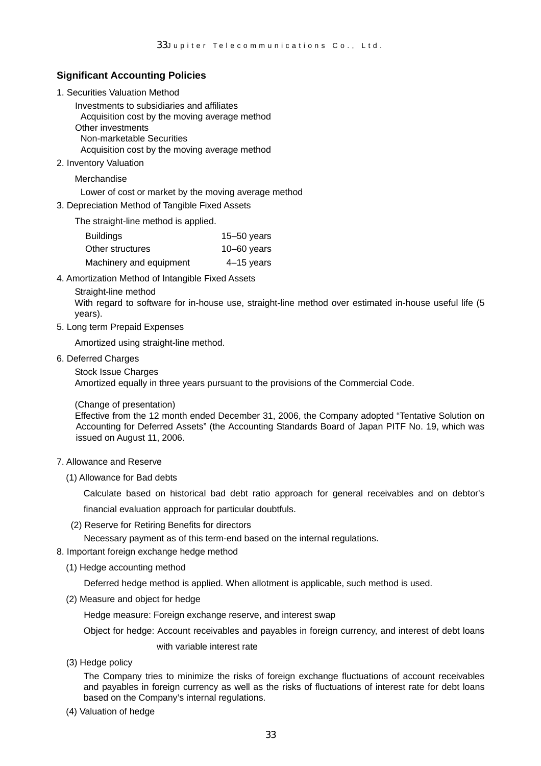## Significant Accounting Policies

1. Securities Valuation Method

   Investments to subsidiaries and affiliates
   Acquisition cost by the moving average method
   Other investments
   Non-marketable Securities
   Acquisition cost by the moving average method

2. Inventory Valuation

   Merchandise
   Lower of cost or market by the moving average method

3. Depreciation Method of Tangible Fixed Assets

   The straight-line method is applied.

| | |
|---|---|
| Buildings | 15–50 years |
| Other structures | 10–60 years |
| Machinery and equipment | 4–15 years |

4. Amortization Method of Intangible Fixed Assets

   Straight-line method
   With regard to software for in-house use, straight-line method over estimated in-house useful life (5 years).

5. Long term Prepaid Expenses

   Amortized using straight-line method.

6. Deferred Charges

   Stock Issue Charges
   Amortized equally in three years pursuant to the provisions of the Commercial Code.

   (Change of presentation)
   Effective from the 12 month ended December 31, 2006, the Company adopted "Tentative Solution on Accounting for Deferred Assets" (the Accounting Standards Board of Japan PITF No. 19, which was issued on August 11, 2006.

7. Allowance and Reserve

   (1) Allowance for Bad debts

   Calculate based on historical bad debt ratio approach for general receivables and on debtor's financial evaluation approach for particular doubtfuls.

   (2) Reserve for Retiring Benefits for directors

   Necessary payment as of this term-end based on the internal regulations.

8. Important foreign exchange hedge method

   (1) Hedge accounting method

   Deferred hedge method is applied. When allotment is applicable, such method is used.

   (2) Measure and object for hedge

   Hedge measure: Foreign exchange reserve, and interest swap

   Object for hedge: Account receivables and payables in foreign currency, and interest of debt loans with variable interest rate

   (3) Hedge policy

   The Company tries to minimize the risks of foreign exchange fluctuations of account receivables and payables in foreign currency as well as the risks of fluctuations of interest rate for debt loans based on the Company's internal regulations.

   (4) Valuation of hedge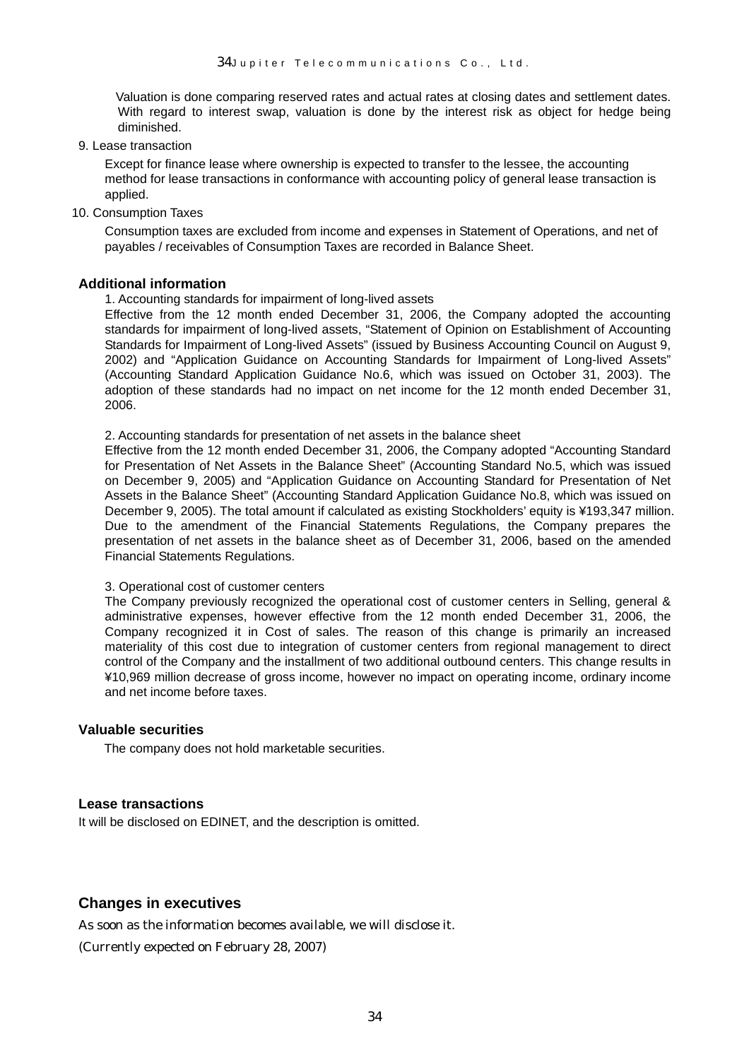Valuation is done comparing reserved rates and actual rates at closing dates and settlement dates. With regard to interest swap, valuation is done by the interest risk as object for hedge being diminished.

9. Lease transaction

Except for finance lease where ownership is expected to transfer to the lessee, the accounting method for lease transactions in conformance with accounting policy of general lease transaction is applied.

10. Consumption Taxes

Consumption taxes are excluded from income and expenses in Statement of Operations, and net of payables / receivables of Consumption Taxes are recorded in Balance Sheet.

## Additional information

1. Accounting standards for impairment of long-lived assets

Effective from the 12 month ended December 31, 2006, the Company adopted the accounting standards for impairment of long-lived assets, "Statement of Opinion on Establishment of Accounting Standards for Impairment of Long-lived Assets" (issued by Business Accounting Council on August 9, 2002) and "Application Guidance on Accounting Standards for Impairment of Long-lived Assets" (Accounting Standard Application Guidance No.6, which was issued on October 31, 2003). The adoption of these standards had no impact on net income for the 12 month ended December 31, 2006.

2. Accounting standards for presentation of net assets in the balance sheet

Effective from the 12 month ended December 31, 2006, the Company adopted "Accounting Standard for Presentation of Net Assets in the Balance Sheet" (Accounting Standard No.5, which was issued on December 9, 2005) and "Application Guidance on Accounting Standard for Presentation of Net Assets in the Balance Sheet" (Accounting Standard Application Guidance No.8, which was issued on December 9, 2005). The total amount if calculated as existing Stockholders' equity is ¥193,347 million. Due to the amendment of the Financial Statements Regulations, the Company prepares the presentation of net assets in the balance sheet as of December 31, 2006, based on the amended Financial Statements Regulations.

3. Operational cost of customer centers

The Company previously recognized the operational cost of customer centers in Selling, general & administrative expenses, however effective from the 12 month ended December 31, 2006, the Company recognized it in Cost of sales. The reason of this change is primarily an increased materiality of this cost due to integration of customer centers from regional management to direct control of the Company and the installment of two additional outbound centers. This change results in ¥10,969 million decrease of gross income, however no impact on operating income, ordinary income and net income before taxes.

## Valuable securities

The company does not hold marketable securities.

## Lease transactions

It will be disclosed on EDINET, and the description is omitted.

## Changes in executives

As soon as the information becomes available, we will disclose it.

(Currently expected on February 28, 2007)